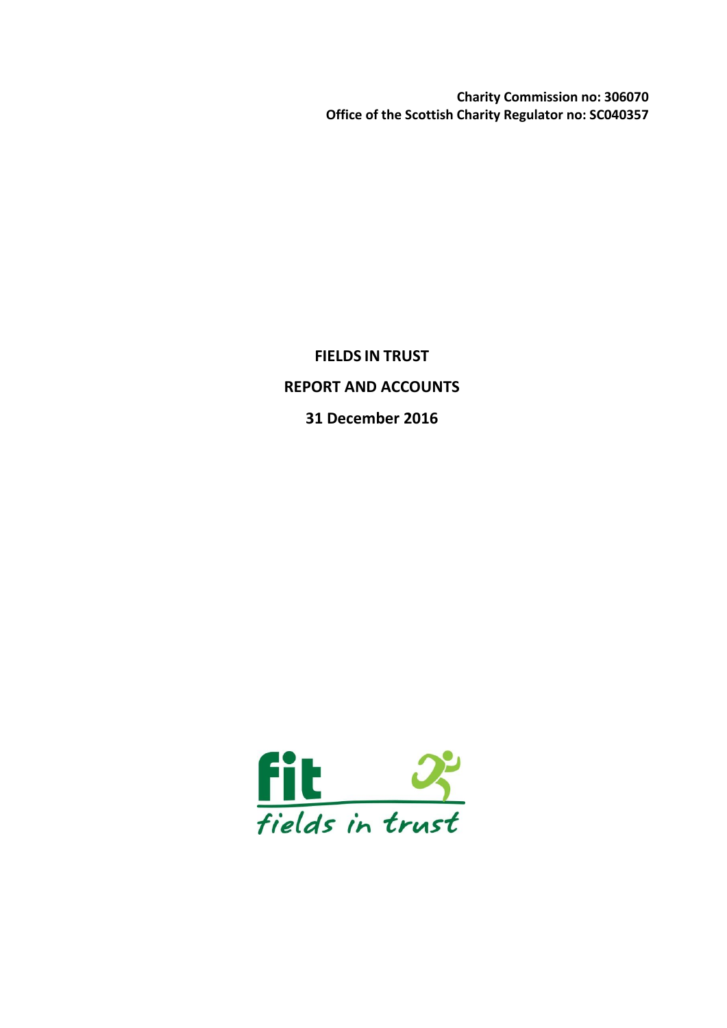**Charity Commission no: 306070**
**Office of the Scottish Charity Regulator no: SC040357**

# FIELDS IN TRUST

## REPORT AND ACCOUNTS

## 31 December 2016

fit

fields in trust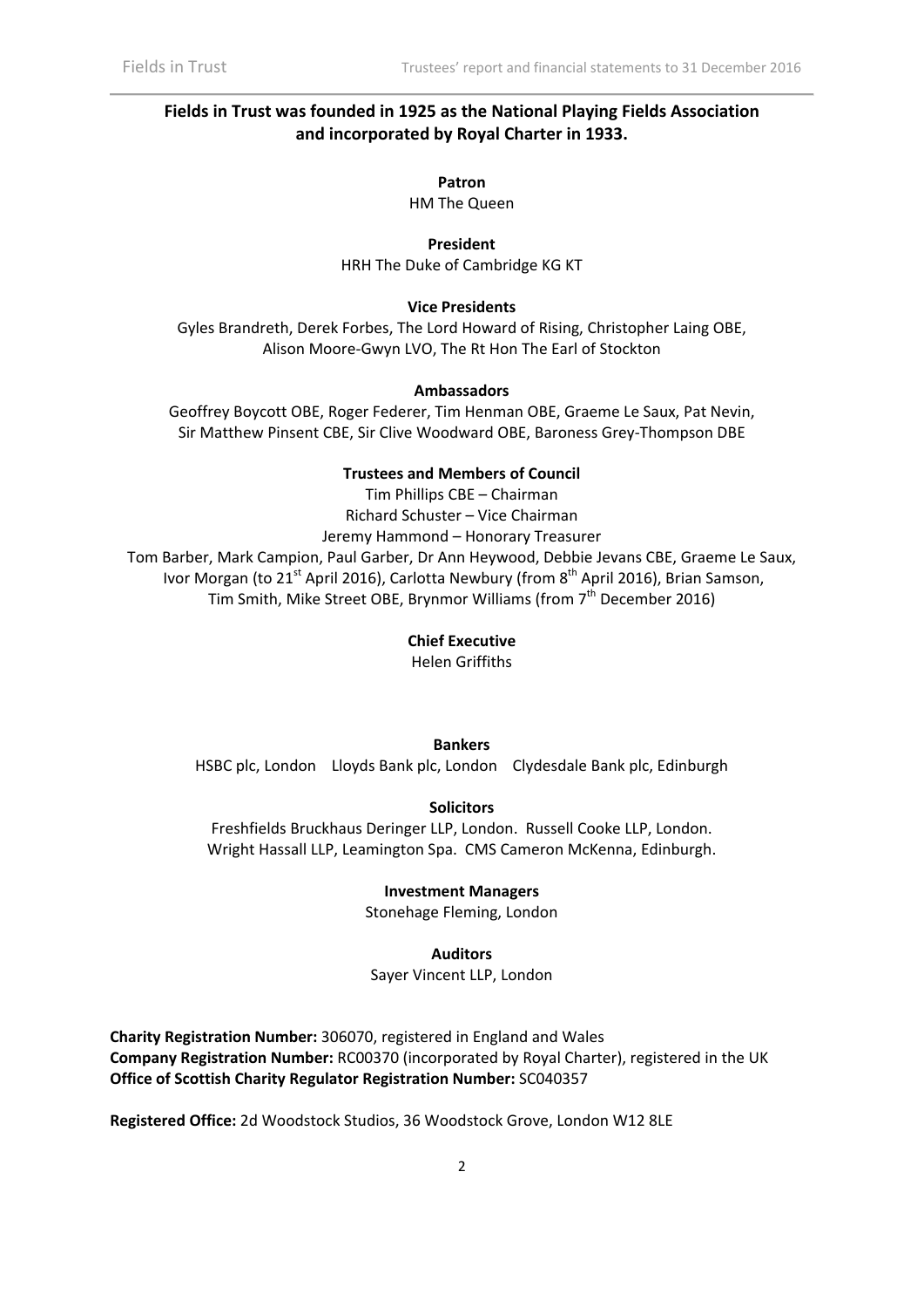**Fields in Trust was founded in 1925 as the National Playing Fields Association and incorporated by Royal Charter in 1933.**

**Patron**
HM The Queen

**President**
HRH The Duke of Cambridge KG KT

**Vice Presidents**
Gyles Brandreth, Derek Forbes, The Lord Howard of Rising, Christopher Laing OBE, Alison Moore-Gwyn LVO, The Rt Hon The Earl of Stockton

**Ambassadors**
Geoffrey Boycott OBE, Roger Federer, Tim Henman OBE, Graeme Le Saux, Pat Nevin, Sir Matthew Pinsent CBE, Sir Clive Woodward OBE, Baroness Grey-Thompson DBE

**Trustees and Members of Council**
Tim Phillips CBE – Chairman
Richard Schuster – Vice Chairman
Jeremy Hammond – Honorary Treasurer
Tom Barber, Mark Campion, Paul Garber, Dr Ann Heywood, Debbie Jevans CBE, Graeme Le Saux, Ivor Morgan (to 21st April 2016), Carlotta Newbury (from 8th April 2016), Brian Samson, Tim Smith, Mike Street OBE, Brynmor Williams (from 7th December 2016)

**Chief Executive**
Helen Griffiths

**Bankers**
HSBC plc, London Lloyds Bank plc, London Clydesdale Bank plc, Edinburgh

**Solicitors**
Freshfields Bruckhaus Deringer LLP, London. Russell Cooke LLP, London. Wright Hassall LLP, Leamington Spa. CMS Cameron McKenna, Edinburgh.

**Investment Managers**
Stonehage Fleming, London

**Auditors**
Sayer Vincent LLP, London

**Charity Registration Number:** 306070, registered in England and Wales
**Company Registration Number:** RC00370 (incorporated by Royal Charter), registered in the UK
**Office of Scottish Charity Regulator Registration Number:** SC040357

**Registered Office:** 2d Woodstock Studios, 36 Woodstock Grove, London W12 8LE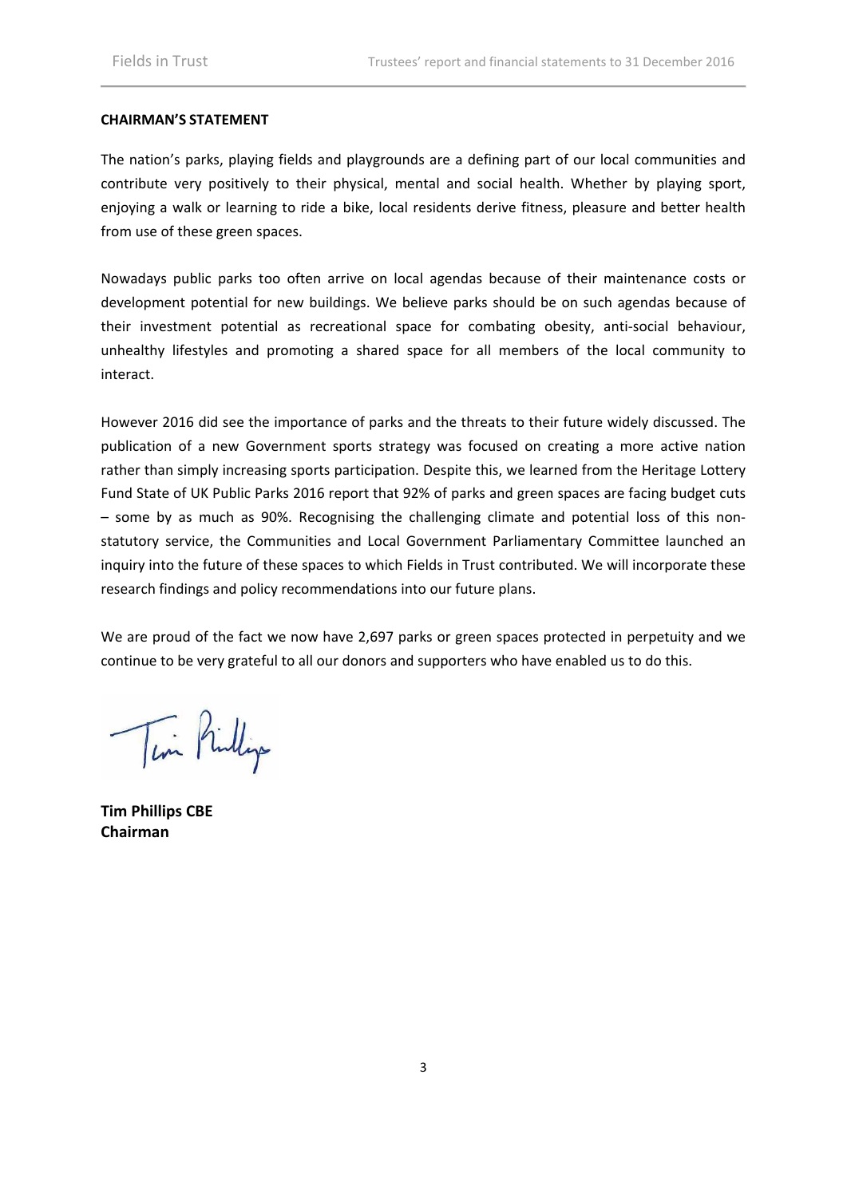## CHAIRMAN'S STATEMENT

The nation's parks, playing fields and playgrounds are a defining part of our local communities and contribute very positively to their physical, mental and social health. Whether by playing sport, enjoying a walk or learning to ride a bike, local residents derive fitness, pleasure and better health from use of these green spaces.

Nowadays public parks too often arrive on local agendas because of their maintenance costs or development potential for new buildings. We believe parks should be on such agendas because of their investment potential as recreational space for combating obesity, anti-social behaviour, unhealthy lifestyles and promoting a shared space for all members of the local community to interact.

However 2016 did see the importance of parks and the threats to their future widely discussed. The publication of a new Government sports strategy was focused on creating a more active nation rather than simply increasing sports participation. Despite this, we learned from the Heritage Lottery Fund State of UK Public Parks 2016 report that 92% of parks and green spaces are facing budget cuts – some by as much as 90%. Recognising the challenging climate and potential loss of this non-statutory service, the Communities and Local Government Parliamentary Committee launched an inquiry into the future of these spaces to which Fields in Trust contributed. We will incorporate these research findings and policy recommendations into our future plans.

We are proud of the fact we now have 2,697 parks or green spaces protected in perpetuity and we continue to be very grateful to all our donors and supporters who have enabled us to do this.

**Tim Phillips CBE**
**Chairman**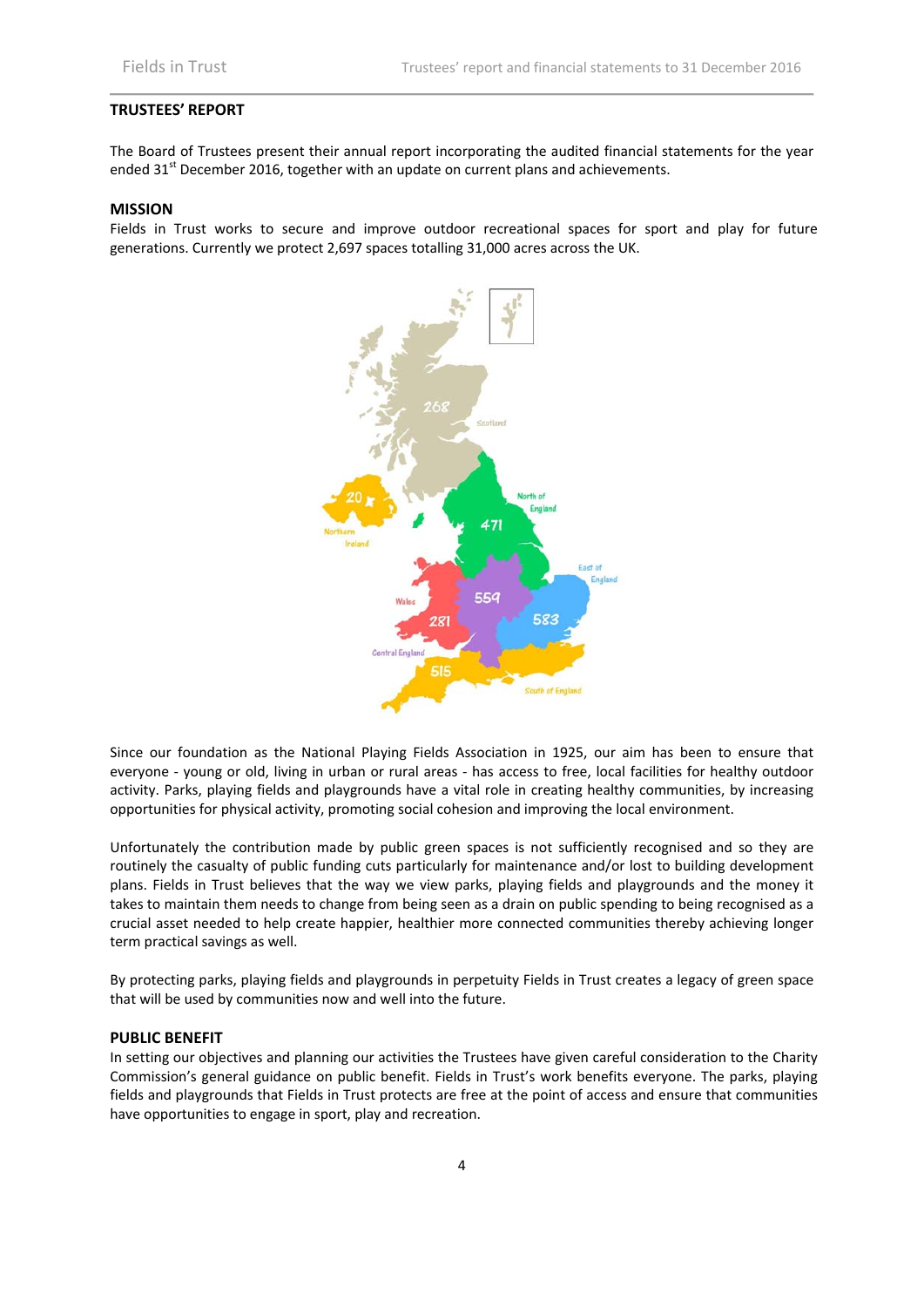## TRUSTEES' REPORT

The Board of Trustees present their annual report incorporating the audited financial statements for the year ended 31st December 2016, together with an update on current plans and achievements.

## MISSION

Fields in Trust works to secure and improve outdoor recreational spaces for sport and play for future generations. Currently we protect 2,697 spaces totalling 31,000 acres across the UK.

Since our foundation as the National Playing Fields Association in 1925, our aim has been to ensure that everyone - young or old, living in urban or rural areas - has access to free, local facilities for healthy outdoor activity. Parks, playing fields and playgrounds have a vital role in creating healthy communities, by increasing opportunities for physical activity, promoting social cohesion and improving the local environment.

Unfortunately the contribution made by public green spaces is not sufficiently recognised and so they are routinely the casualty of public funding cuts particularly for maintenance and/or lost to building development plans. Fields in Trust believes that the way we view parks, playing fields and playgrounds and the money it takes to maintain them needs to change from being seen as a drain on public spending to being recognised as a crucial asset needed to help create happier, healthier more connected communities thereby achieving longer term practical savings as well.

By protecting parks, playing fields and playgrounds in perpetuity Fields in Trust creates a legacy of green space that will be used by communities now and well into the future.

## PUBLIC BENEFIT

In setting our objectives and planning our activities the Trustees have given careful consideration to the Charity Commission's general guidance on public benefit. Fields in Trust's work benefits everyone. The parks, playing fields and playgrounds that Fields in Trust protects are free at the point of access and ensure that communities have opportunities to engage in sport, play and recreation.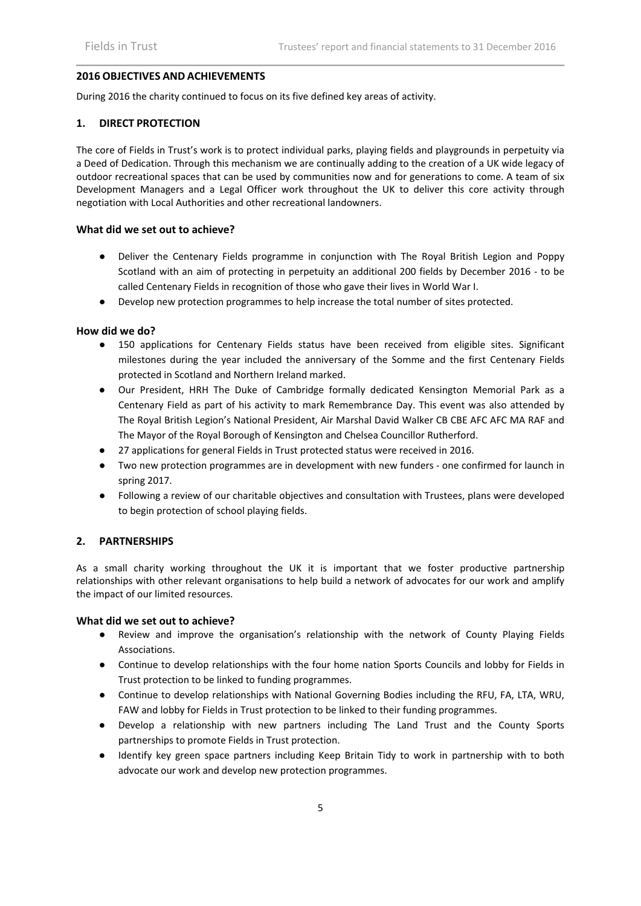## 2016 OBJECTIVES AND ACHIEVEMENTS

During 2016 the charity continued to focus on its five defined key areas of activity.

### 1. DIRECT PROTECTION

The core of Fields in Trust's work is to protect individual parks, playing fields and playgrounds in perpetuity via a Deed of Dedication. Through this mechanism we are continually adding to the creation of a UK wide legacy of outdoor recreational spaces that can be used by communities now and for generations to come. A team of six Development Managers and a Legal Officer work throughout the UK to deliver this core activity through negotiation with Local Authorities and other recreational landowners.

#### What did we set out to achieve?

- Deliver the Centenary Fields programme in conjunction with The Royal British Legion and Poppy Scotland with an aim of protecting in perpetuity an additional 200 fields by December 2016 - to be called Centenary Fields in recognition of those who gave their lives in World War I.
- Develop new protection programmes to help increase the total number of sites protected.

#### How did we do?

- 150 applications for Centenary Fields status have been received from eligible sites. Significant milestones during the year included the anniversary of the Somme and the first Centenary Fields protected in Scotland and Northern Ireland marked.
- Our President, HRH The Duke of Cambridge formally dedicated Kensington Memorial Park as a Centenary Field as part of his activity to mark Remembrance Day. This event was also attended by The Royal British Legion's National President, Air Marshal David Walker CB CBE AFC AFC MA RAF and The Mayor of the Royal Borough of Kensington and Chelsea Councillor Rutherford.
- 27 applications for general Fields in Trust protected status were received in 2016.
- Two new protection programmes are in development with new funders - one confirmed for launch in spring 2017.
- Following a review of our charitable objectives and consultation with Trustees, plans were developed to begin protection of school playing fields.

### 2. PARTNERSHIPS

As a small charity working throughout the UK it is important that we foster productive partnership relationships with other relevant organisations to help build a network of advocates for our work and amplify the impact of our limited resources.

#### What did we set out to achieve?

- Review and improve the organisation's relationship with the network of County Playing Fields Associations.
- Continue to develop relationships with the four home nation Sports Councils and lobby for Fields in Trust protection to be linked to funding programmes.
- Continue to develop relationships with National Governing Bodies including the RFU, FA, LTA, WRU, FAW and lobby for Fields in Trust protection to be linked to their funding programmes.
- Develop a relationship with new partners including The Land Trust and the County Sports partnerships to promote Fields in Trust protection.
- Identify key green space partners including Keep Britain Tidy to work in partnership with to both advocate our work and develop new protection programmes.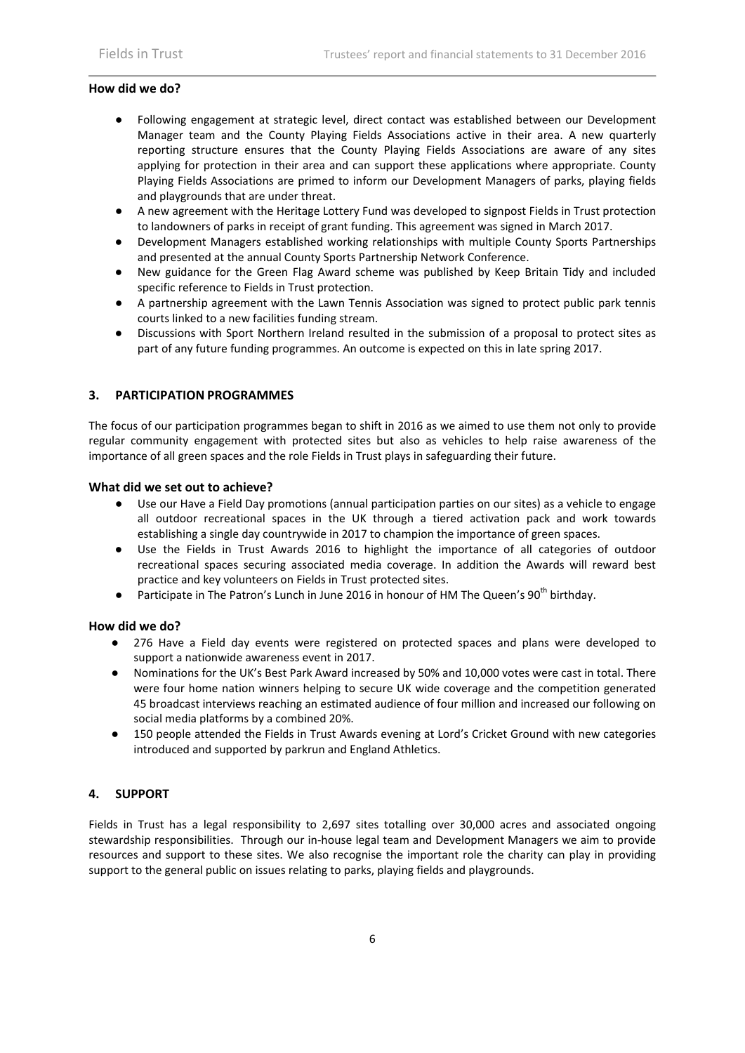### How did we do?

- Following engagement at strategic level, direct contact was established between our Development Manager team and the County Playing Fields Associations active in their area. A new quarterly reporting structure ensures that the County Playing Fields Associations are aware of any sites applying for protection in their area and can support these applications where appropriate. County Playing Fields Associations are primed to inform our Development Managers of parks, playing fields and playgrounds that are under threat.
- A new agreement with the Heritage Lottery Fund was developed to signpost Fields in Trust protection to landowners of parks in receipt of grant funding. This agreement was signed in March 2017.
- Development Managers established working relationships with multiple County Sports Partnerships and presented at the annual County Sports Partnership Network Conference.
- New guidance for the Green Flag Award scheme was published by Keep Britain Tidy and included specific reference to Fields in Trust protection.
- A partnership agreement with the Lawn Tennis Association was signed to protect public park tennis courts linked to a new facilities funding stream.
- Discussions with Sport Northern Ireland resulted in the submission of a proposal to protect sites as part of any future funding programmes. An outcome is expected on this in late spring 2017.

## 3. PARTICIPATION PROGRAMMES

The focus of our participation programmes began to shift in 2016 as we aimed to use them not only to provide regular community engagement with protected sites but also as vehicles to help raise awareness of the importance of all green spaces and the role Fields in Trust plays in safeguarding their future.

### What did we set out to achieve?

- Use our Have a Field Day promotions (annual participation parties on our sites) as a vehicle to engage all outdoor recreational spaces in the UK through a tiered activation pack and work towards establishing a single day countrywide in 2017 to champion the importance of green spaces.
- Use the Fields in Trust Awards 2016 to highlight the importance of all categories of outdoor recreational spaces securing associated media coverage. In addition the Awards will reward best practice and key volunteers on Fields in Trust protected sites.
- Participate in The Patron's Lunch in June 2016 in honour of HM The Queen's 90th birthday.

### How did we do?

- 276 Have a Field day events were registered on protected spaces and plans were developed to support a nationwide awareness event in 2017.
- Nominations for the UK's Best Park Award increased by 50% and 10,000 votes were cast in total. There were four home nation winners helping to secure UK wide coverage and the competition generated 45 broadcast interviews reaching an estimated audience of four million and increased our following on social media platforms by a combined 20%.
- 150 people attended the Fields in Trust Awards evening at Lord's Cricket Ground with new categories introduced and supported by parkrun and England Athletics.

## 4. SUPPORT

Fields in Trust has a legal responsibility to 2,697 sites totalling over 30,000 acres and associated ongoing stewardship responsibilities. Through our in-house legal team and Development Managers we aim to provide resources and support to these sites. We also recognise the important role the charity can play in providing support to the general public on issues relating to parks, playing fields and playgrounds.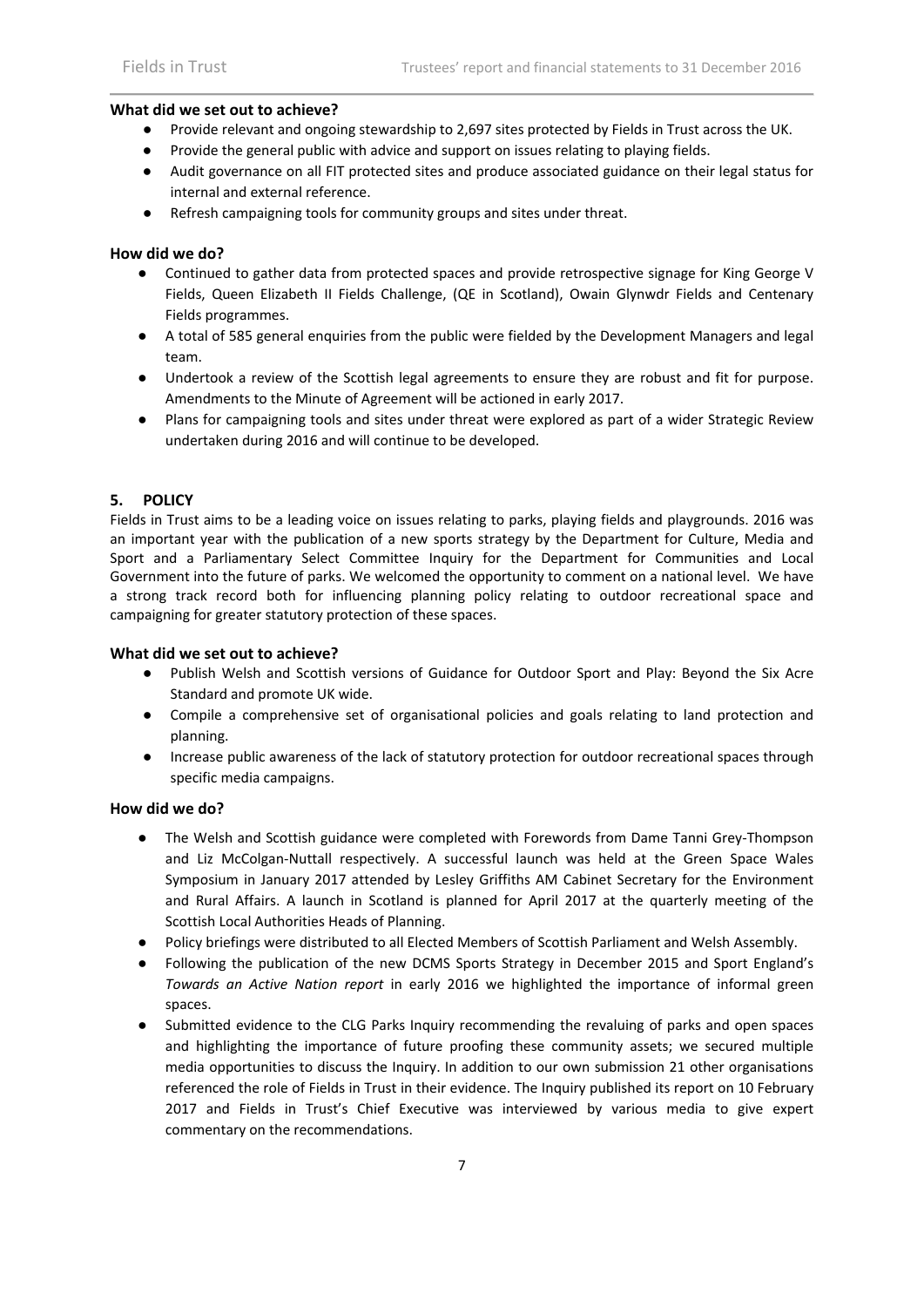### What did we set out to achieve?

- Provide relevant and ongoing stewardship to 2,697 sites protected by Fields in Trust across the UK.
- Provide the general public with advice and support on issues relating to playing fields.
- Audit governance on all FIT protected sites and produce associated guidance on their legal status for internal and external reference.
- Refresh campaigning tools for community groups and sites under threat.

### How did we do?

- Continued to gather data from protected spaces and provide retrospective signage for King George V Fields, Queen Elizabeth II Fields Challenge, (QE in Scotland), Owain Glynwdr Fields and Centenary Fields programmes.
- A total of 585 general enquiries from the public were fielded by the Development Managers and legal team.
- Undertook a review of the Scottish legal agreements to ensure they are robust and fit for purpose. Amendments to the Minute of Agreement will be actioned in early 2017.
- Plans for campaigning tools and sites under threat were explored as part of a wider Strategic Review undertaken during 2016 and will continue to be developed.

## 5. POLICY

Fields in Trust aims to be a leading voice on issues relating to parks, playing fields and playgrounds. 2016 was an important year with the publication of a new sports strategy by the Department for Culture, Media and Sport and a Parliamentary Select Committee Inquiry for the Department for Communities and Local Government into the future of parks. We welcomed the opportunity to comment on a national level. We have a strong track record both for influencing planning policy relating to outdoor recreational space and campaigning for greater statutory protection of these spaces.

### What did we set out to achieve?

- Publish Welsh and Scottish versions of Guidance for Outdoor Sport and Play: Beyond the Six Acre Standard and promote UK wide.
- Compile a comprehensive set of organisational policies and goals relating to land protection and planning.
- Increase public awareness of the lack of statutory protection for outdoor recreational spaces through specific media campaigns.

### How did we do?

- The Welsh and Scottish guidance were completed with Forewords from Dame Tanni Grey-Thompson and Liz McColgan-Nuttall respectively. A successful launch was held at the Green Space Wales Symposium in January 2017 attended by Lesley Griffiths AM Cabinet Secretary for the Environment and Rural Affairs. A launch in Scotland is planned for April 2017 at the quarterly meeting of the Scottish Local Authorities Heads of Planning.
- Policy briefings were distributed to all Elected Members of Scottish Parliament and Welsh Assembly.
- Following the publication of the new DCMS Sports Strategy in December 2015 and Sport England's *Towards an Active Nation report* in early 2016 we highlighted the importance of informal green spaces.
- Submitted evidence to the CLG Parks Inquiry recommending the revaluing of parks and open spaces and highlighting the importance of future proofing these community assets; we secured multiple media opportunities to discuss the Inquiry. In addition to our own submission 21 other organisations referenced the role of Fields in Trust in their evidence. The Inquiry published its report on 10 February 2017 and Fields in Trust's Chief Executive was interviewed by various media to give expert commentary on the recommendations.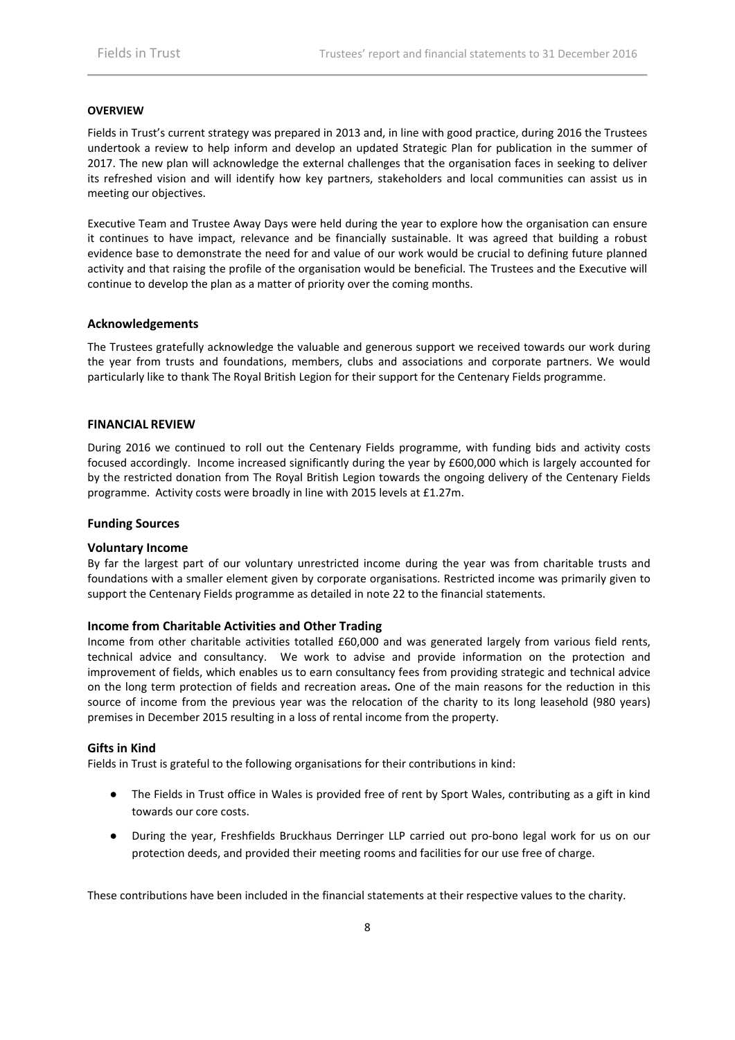## OVERVIEW

Fields in Trust's current strategy was prepared in 2013 and, in line with good practice, during 2016 the Trustees undertook a review to help inform and develop an updated Strategic Plan for publication in the summer of 2017. The new plan will acknowledge the external challenges that the organisation faces in seeking to deliver its refreshed vision and will identify how key partners, stakeholders and local communities can assist us in meeting our objectives.

Executive Team and Trustee Away Days were held during the year to explore how the organisation can ensure it continues to have impact, relevance and be financially sustainable. It was agreed that building a robust evidence base to demonstrate the need for and value of our work would be crucial to defining future planned activity and that raising the profile of the organisation would be beneficial. The Trustees and the Executive will continue to develop the plan as a matter of priority over the coming months.

### Acknowledgements

The Trustees gratefully acknowledge the valuable and generous support we received towards our work during the year from trusts and foundations, members, clubs and associations and corporate partners. We would particularly like to thank The Royal British Legion for their support for the Centenary Fields programme.

## FINANCIAL REVIEW

During 2016 we continued to roll out the Centenary Fields programme, with funding bids and activity costs focused accordingly. Income increased significantly during the year by £600,000 which is largely accounted for by the restricted donation from The Royal British Legion towards the ongoing delivery of the Centenary Fields programme. Activity costs were broadly in line with 2015 levels at £1.27m.

### Funding Sources

### Voluntary Income

By far the largest part of our voluntary unrestricted income during the year was from charitable trusts and foundations with a smaller element given by corporate organisations. Restricted income was primarily given to support the Centenary Fields programme as detailed in note 22 to the financial statements.

### Income from Charitable Activities and Other Trading

Income from other charitable activities totalled £60,000 and was generated largely from various field rents, technical advice and consultancy. We work to advise and provide information on the protection and improvement of fields, which enables us to earn consultancy fees from providing strategic and technical advice on the long term protection of fields and recreation areas**.** One of the main reasons for the reduction in this source of income from the previous year was the relocation of the charity to its long leasehold (980 years) premises in December 2015 resulting in a loss of rental income from the property.

### Gifts in Kind

Fields in Trust is grateful to the following organisations for their contributions in kind:

- The Fields in Trust office in Wales is provided free of rent by Sport Wales, contributing as a gift in kind towards our core costs.
- During the year, Freshfields Bruckhaus Derringer LLP carried out pro-bono legal work for us on our protection deeds, and provided their meeting rooms and facilities for our use free of charge.

These contributions have been included in the financial statements at their respective values to the charity.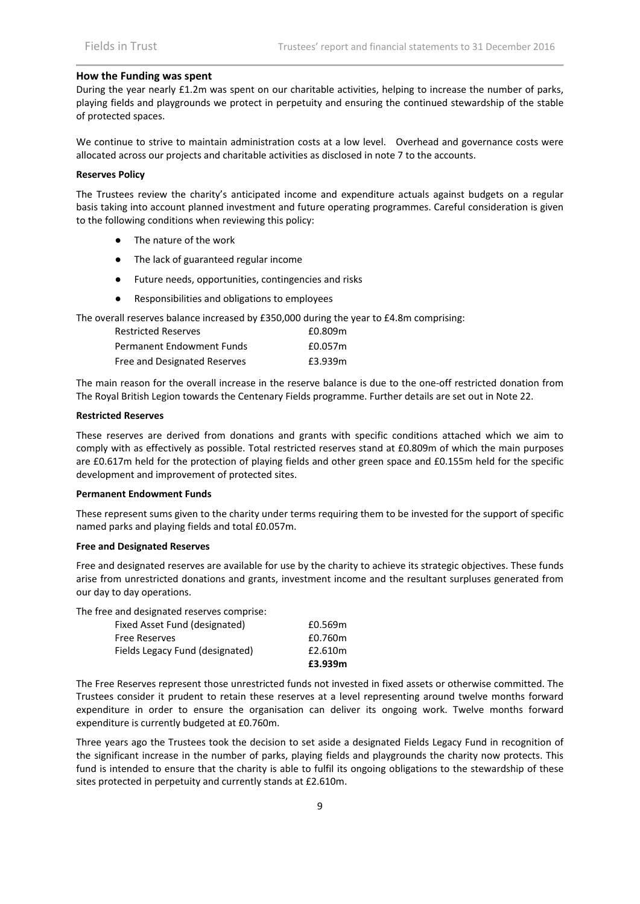### How the Funding was spent

During the year nearly £1.2m was spent on our charitable activities, helping to increase the number of parks, playing fields and playgrounds we protect in perpetuity and ensuring the continued stewardship of the stable of protected spaces.

We continue to strive to maintain administration costs at a low level. Overhead and governance costs were allocated across our projects and charitable activities as disclosed in note 7 to the accounts.

**Reserves Policy**

The Trustees review the charity's anticipated income and expenditure actuals against budgets on a regular basis taking into account planned investment and future operating programmes. Careful consideration is given to the following conditions when reviewing this policy:

- The nature of the work
- The lack of guaranteed regular income
- Future needs, opportunities, contingencies and risks
- Responsibilities and obligations to employees

The overall reserves balance increased by £350,000 during the year to £4.8m comprising:

| | |
|---|---|
| Restricted Reserves | £0.809m |
| Permanent Endowment Funds | £0.057m |
| Free and Designated Reserves | £3.939m |

The main reason for the overall increase in the reserve balance is due to the one-off restricted donation from The Royal British Legion towards the Centenary Fields programme. Further details are set out in Note 22.

**Restricted Reserves**

These reserves are derived from donations and grants with specific conditions attached which we aim to comply with as effectively as possible. Total restricted reserves stand at £0.809m of which the main purposes are £0.617m held for the protection of playing fields and other green space and £0.155m held for the specific development and improvement of protected sites.

**Permanent Endowment Funds**

These represent sums given to the charity under terms requiring them to be invested for the support of specific named parks and playing fields and total £0.057m.

**Free and Designated Reserves**

Free and designated reserves are available for use by the charity to achieve its strategic objectives. These funds arise from unrestricted donations and grants, investment income and the resultant surpluses generated from our day to day operations.

The free and designated reserves comprise:

| | |
|---|---|
| Fixed Asset Fund (designated) | £0.569m |
| Free Reserves | £0.760m |
| Fields Legacy Fund (designated) | £2.610m |
| | **£3.939m** |

The Free Reserves represent those unrestricted funds not invested in fixed assets or otherwise committed. The Trustees consider it prudent to retain these reserves at a level representing around twelve months forward expenditure in order to ensure the organisation can deliver its ongoing work. Twelve months forward expenditure is currently budgeted at £0.760m.

Three years ago the Trustees took the decision to set aside a designated Fields Legacy Fund in recognition of the significant increase in the number of parks, playing fields and playgrounds the charity now protects. This fund is intended to ensure that the charity is able to fulfil its ongoing obligations to the stewardship of these sites protected in perpetuity and currently stands at £2.610m.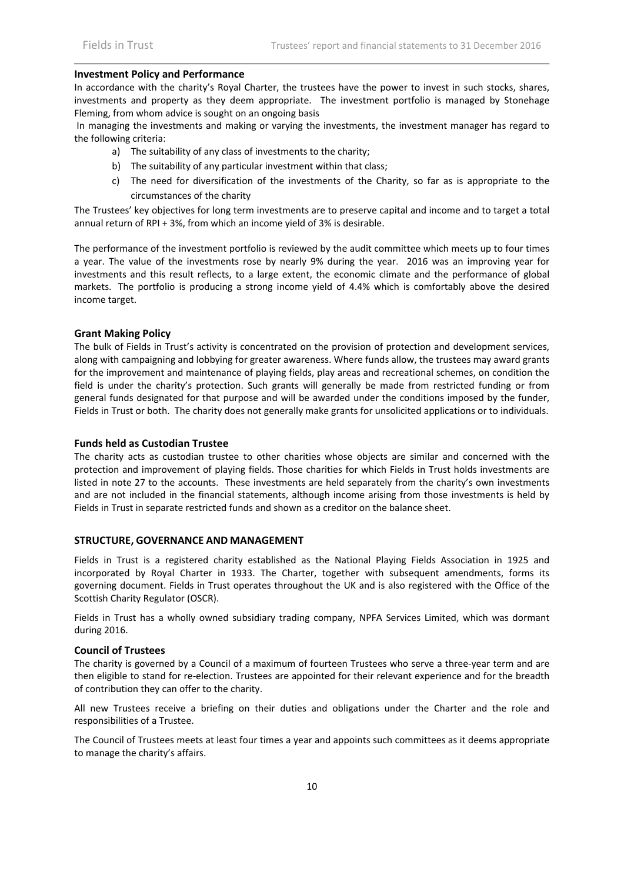### Investment Policy and Performance

In accordance with the charity's Royal Charter, the trustees have the power to invest in such stocks, shares, investments and property as they deem appropriate. The investment portfolio is managed by Stonehage Fleming, from whom advice is sought on an ongoing basis

In managing the investments and making or varying the investments, the investment manager has regard to the following criteria:

a) The suitability of any class of investments to the charity;
b) The suitability of any particular investment within that class;
c) The need for diversification of the investments of the Charity, so far as is appropriate to the circumstances of the charity

The Trustees' key objectives for long term investments are to preserve capital and income and to target a total annual return of RPI + 3%, from which an income yield of 3% is desirable.

The performance of the investment portfolio is reviewed by the audit committee which meets up to four times a year. The value of the investments rose by nearly 9% during the year. 2016 was an improving year for investments and this result reflects, to a large extent, the economic climate and the performance of global markets. The portfolio is producing a strong income yield of 4.4% which is comfortably above the desired income target.

### Grant Making Policy

The bulk of Fields in Trust's activity is concentrated on the provision of protection and development services, along with campaigning and lobbying for greater awareness. Where funds allow, the trustees may award grants for the improvement and maintenance of playing fields, play areas and recreational schemes, on condition the field is under the charity's protection. Such grants will generally be made from restricted funding or from general funds designated for that purpose and will be awarded under the conditions imposed by the funder, Fields in Trust or both. The charity does not generally make grants for unsolicited applications or to individuals.

### Funds held as Custodian Trustee

The charity acts as custodian trustee to other charities whose objects are similar and concerned with the protection and improvement of playing fields. Those charities for which Fields in Trust holds investments are listed in note 27 to the accounts. These investments are held separately from the charity's own investments and are not included in the financial statements, although income arising from those investments is held by Fields in Trust in separate restricted funds and shown as a creditor on the balance sheet.

## STRUCTURE, GOVERNANCE AND MANAGEMENT

Fields in Trust is a registered charity established as the National Playing Fields Association in 1925 and incorporated by Royal Charter in 1933. The Charter, together with subsequent amendments, forms its governing document. Fields in Trust operates throughout the UK and is also registered with the Office of the Scottish Charity Regulator (OSCR).

Fields in Trust has a wholly owned subsidiary trading company, NPFA Services Limited, which was dormant during 2016.

### Council of Trustees

The charity is governed by a Council of a maximum of fourteen Trustees who serve a three-year term and are then eligible to stand for re-election. Trustees are appointed for their relevant experience and for the breadth of contribution they can offer to the charity.

All new Trustees receive a briefing on their duties and obligations under the Charter and the role and responsibilities of a Trustee.

The Council of Trustees meets at least four times a year and appoints such committees as it deems appropriate to manage the charity's affairs.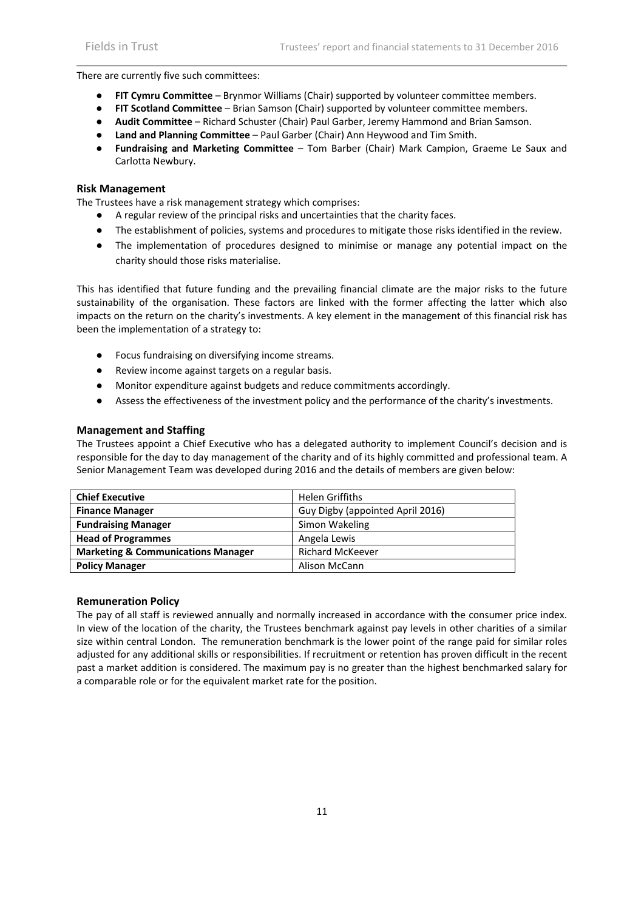There are currently five such committees:

- **FIT Cymru Committee** – Brynmor Williams (Chair) supported by volunteer committee members.
- **FIT Scotland Committee** – Brian Samson (Chair) supported by volunteer committee members.
- **Audit Committee** – Richard Schuster (Chair) Paul Garber, Jeremy Hammond and Brian Samson.
- **Land and Planning Committee** – Paul Garber (Chair) Ann Heywood and Tim Smith.
- **Fundraising and Marketing Committee** – Tom Barber (Chair) Mark Campion, Graeme Le Saux and Carlotta Newbury.

### Risk Management

The Trustees have a risk management strategy which comprises:

- A regular review of the principal risks and uncertainties that the charity faces.
- The establishment of policies, systems and procedures to mitigate those risks identified in the review.
- The implementation of procedures designed to minimise or manage any potential impact on the charity should those risks materialise.

This has identified that future funding and the prevailing financial climate are the major risks to the future sustainability of the organisation. These factors are linked with the former affecting the latter which also impacts on the return on the charity's investments. A key element in the management of this financial risk has been the implementation of a strategy to:

- Focus fundraising on diversifying income streams.
- Review income against targets on a regular basis.
- Monitor expenditure against budgets and reduce commitments accordingly.
- Assess the effectiveness of the investment policy and the performance of the charity's investments.

### Management and Staffing

The Trustees appoint a Chief Executive who has a delegated authority to implement Council's decision and is responsible for the day to day management of the charity and of its highly committed and professional team. A Senior Management Team was developed during 2016 and the details of members are given below:

| **Chief Executive** | Helen Griffiths |
|---|---|
| **Finance Manager** | Guy Digby (appointed April 2016) |
| **Fundraising Manager** | Simon Wakeling |
| **Head of Programmes** | Angela Lewis |
| **Marketing & Communications Manager** | Richard McKeever |
| **Policy Manager** | Alison McCann |

### Remuneration Policy

The pay of all staff is reviewed annually and normally increased in accordance with the consumer price index. In view of the location of the charity, the Trustees benchmark against pay levels in other charities of a similar size within central London. The remuneration benchmark is the lower point of the range paid for similar roles adjusted for any additional skills or responsibilities. If recruitment or retention has proven difficult in the recent past a market addition is considered. The maximum pay is no greater than the highest benchmarked salary for a comparable role or for the equivalent market rate for the position.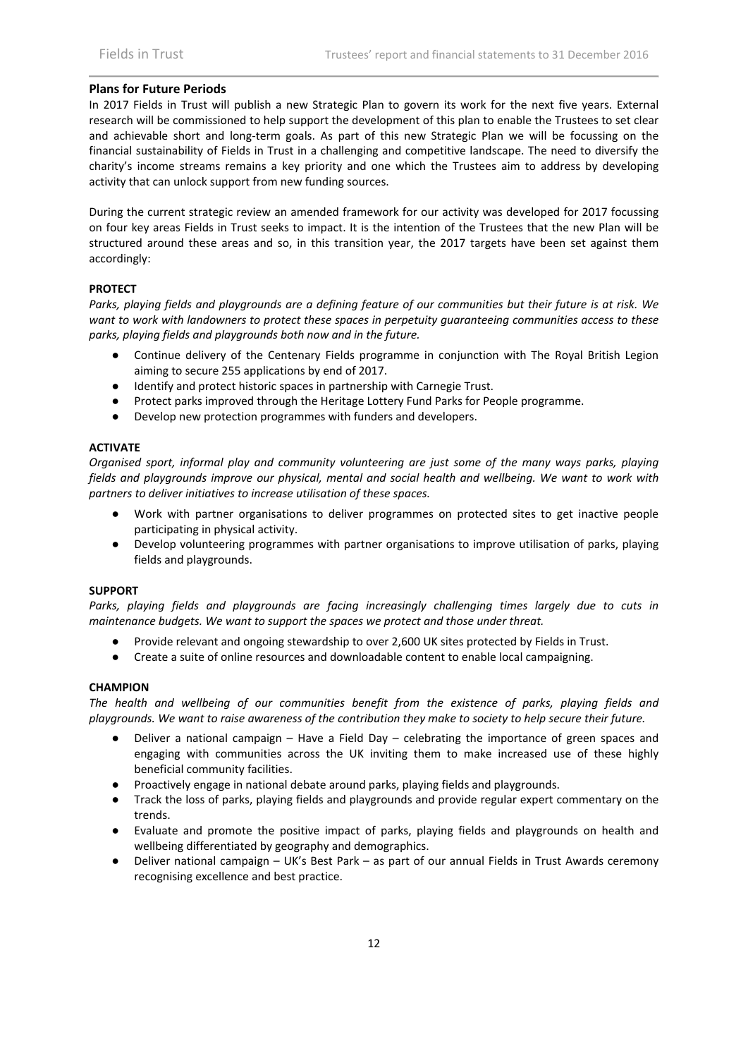## Plans for Future Periods

In 2017 Fields in Trust will publish a new Strategic Plan to govern its work for the next five years. External research will be commissioned to help support the development of this plan to enable the Trustees to set clear and achievable short and long-term goals. As part of this new Strategic Plan we will be focussing on the financial sustainability of Fields in Trust in a challenging and competitive landscape. The need to diversify the charity's income streams remains a key priority and one which the Trustees aim to address by developing activity that can unlock support from new funding sources.

During the current strategic review an amended framework for our activity was developed for 2017 focussing on four key areas Fields in Trust seeks to impact. It is the intention of the Trustees that the new Plan will be structured around these areas and so, in this transition year, the 2017 targets have been set against them accordingly:

### PROTECT

*Parks, playing fields and playgrounds are a defining feature of our communities but their future is at risk. We want to work with landowners to protect these spaces in perpetuity guaranteeing communities access to these parks, playing fields and playgrounds both now and in the future.*

- Continue delivery of the Centenary Fields programme in conjunction with The Royal British Legion aiming to secure 255 applications by end of 2017.
- Identify and protect historic spaces in partnership with Carnegie Trust.
- Protect parks improved through the Heritage Lottery Fund Parks for People programme.
- Develop new protection programmes with funders and developers.

### ACTIVATE

*Organised sport, informal play and community volunteering are just some of the many ways parks, playing fields and playgrounds improve our physical, mental and social health and wellbeing. We want to work with partners to deliver initiatives to increase utilisation of these spaces.*

- Work with partner organisations to deliver programmes on protected sites to get inactive people participating in physical activity.
- Develop volunteering programmes with partner organisations to improve utilisation of parks, playing fields and playgrounds.

### SUPPORT

*Parks, playing fields and playgrounds are facing increasingly challenging times largely due to cuts in maintenance budgets. We want to support the spaces we protect and those under threat.*

- Provide relevant and ongoing stewardship to over 2,600 UK sites protected by Fields in Trust.
- Create a suite of online resources and downloadable content to enable local campaigning.

### CHAMPION

*The health and wellbeing of our communities benefit from the existence of parks, playing fields and playgrounds. We want to raise awareness of the contribution they make to society to help secure their future.*

- Deliver a national campaign – Have a Field Day – celebrating the importance of green spaces and engaging with communities across the UK inviting them to make increased use of these highly beneficial community facilities.
- Proactively engage in national debate around parks, playing fields and playgrounds.
- Track the loss of parks, playing fields and playgrounds and provide regular expert commentary on the trends.
- Evaluate and promote the positive impact of parks, playing fields and playgrounds on health and wellbeing differentiated by geography and demographics.
- Deliver national campaign – UK's Best Park – as part of our annual Fields in Trust Awards ceremony recognising excellence and best practice.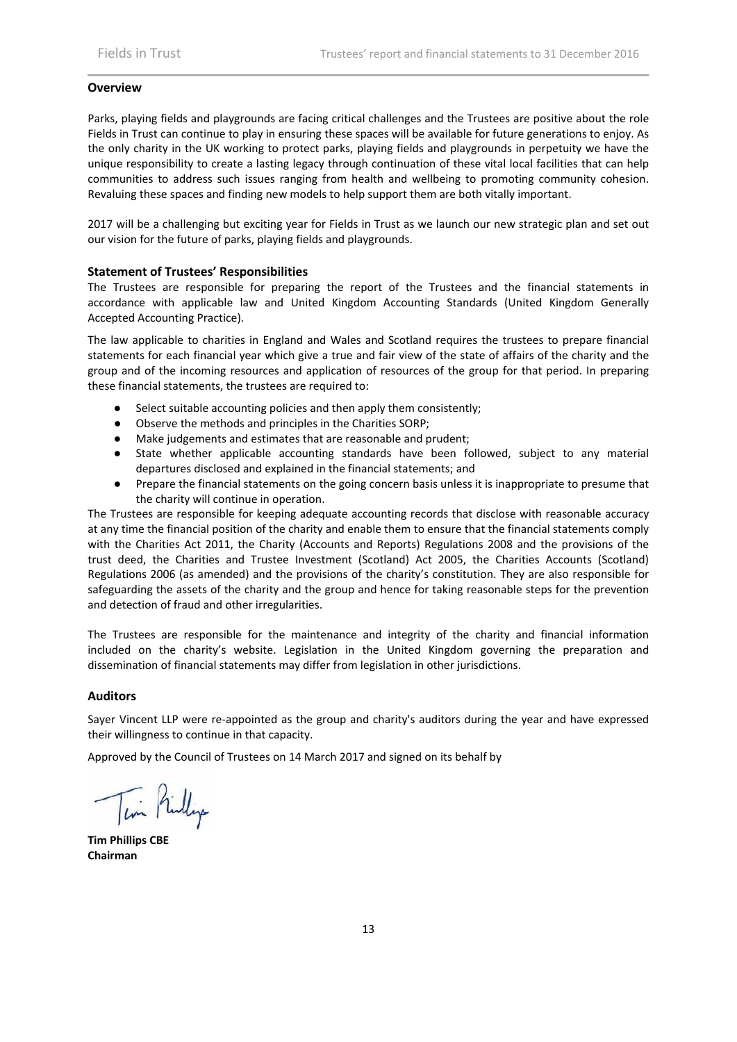## Overview

Parks, playing fields and playgrounds are facing critical challenges and the Trustees are positive about the role Fields in Trust can continue to play in ensuring these spaces will be available for future generations to enjoy. As the only charity in the UK working to protect parks, playing fields and playgrounds in perpetuity we have the unique responsibility to create a lasting legacy through continuation of these vital local facilities that can help communities to address such issues ranging from health and wellbeing to promoting community cohesion. Revaluing these spaces and finding new models to help support them are both vitally important.

2017 will be a challenging but exciting year for Fields in Trust as we launch our new strategic plan and set out our vision for the future of parks, playing fields and playgrounds.

## Statement of Trustees' Responsibilities

The Trustees are responsible for preparing the report of the Trustees and the financial statements in accordance with applicable law and United Kingdom Accounting Standards (United Kingdom Generally Accepted Accounting Practice).

The law applicable to charities in England and Wales and Scotland requires the trustees to prepare financial statements for each financial year which give a true and fair view of the state of affairs of the charity and the group and of the incoming resources and application of resources of the group for that period. In preparing these financial statements, the trustees are required to:

- Select suitable accounting policies and then apply them consistently;
- Observe the methods and principles in the Charities SORP;
- Make judgements and estimates that are reasonable and prudent;
- State whether applicable accounting standards have been followed, subject to any material departures disclosed and explained in the financial statements; and
- Prepare the financial statements on the going concern basis unless it is inappropriate to presume that the charity will continue in operation.

The Trustees are responsible for keeping adequate accounting records that disclose with reasonable accuracy at any time the financial position of the charity and enable them to ensure that the financial statements comply with the Charities Act 2011, the Charity (Accounts and Reports) Regulations 2008 and the provisions of the trust deed, the Charities and Trustee Investment (Scotland) Act 2005, the Charities Accounts (Scotland) Regulations 2006 (as amended) and the provisions of the charity's constitution. They are also responsible for safeguarding the assets of the charity and the group and hence for taking reasonable steps for the prevention and detection of fraud and other irregularities.

The Trustees are responsible for the maintenance and integrity of the charity and financial information included on the charity's website. Legislation in the United Kingdom governing the preparation and dissemination of financial statements may differ from legislation in other jurisdictions.

## Auditors

Sayer Vincent LLP were re-appointed as the group and charity's auditors during the year and have expressed their willingness to continue in that capacity.

Approved by the Council of Trustees on 14 March 2017 and signed on its behalf by

**Tim Phillips CBE**
**Chairman**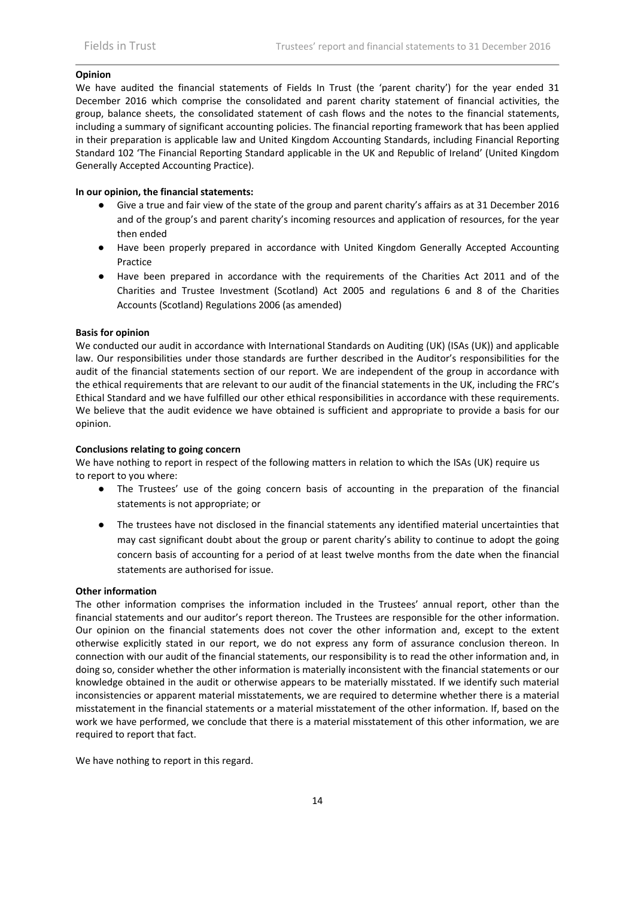**Opinion**

We have audited the financial statements of Fields In Trust (the 'parent charity') for the year ended 31 December 2016 which comprise the consolidated and parent charity statement of financial activities, the group, balance sheets, the consolidated statement of cash flows and the notes to the financial statements, including a summary of significant accounting policies. The financial reporting framework that has been applied in their preparation is applicable law and United Kingdom Accounting Standards, including Financial Reporting Standard 102 'The Financial Reporting Standard applicable in the UK and Republic of Ireland' (United Kingdom Generally Accepted Accounting Practice).

**In our opinion, the financial statements:**

- Give a true and fair view of the state of the group and parent charity's affairs as at 31 December 2016 and of the group's and parent charity's incoming resources and application of resources, for the year then ended
- Have been properly prepared in accordance with United Kingdom Generally Accepted Accounting Practice
- Have been prepared in accordance with the requirements of the Charities Act 2011 and of the Charities and Trustee Investment (Scotland) Act 2005 and regulations 6 and 8 of the Charities Accounts (Scotland) Regulations 2006 (as amended)

**Basis for opinion**

We conducted our audit in accordance with International Standards on Auditing (UK) (ISAs (UK)) and applicable law. Our responsibilities under those standards are further described in the Auditor's responsibilities for the audit of the financial statements section of our report. We are independent of the group in accordance with the ethical requirements that are relevant to our audit of the financial statements in the UK, including the FRC's Ethical Standard and we have fulfilled our other ethical responsibilities in accordance with these requirements. We believe that the audit evidence we have obtained is sufficient and appropriate to provide a basis for our opinion.

**Conclusions relating to going concern**

We have nothing to report in respect of the following matters in relation to which the ISAs (UK) require us to report to you where:

- The Trustees' use of the going concern basis of accounting in the preparation of the financial statements is not appropriate; or
- The trustees have not disclosed in the financial statements any identified material uncertainties that may cast significant doubt about the group or parent charity's ability to continue to adopt the going concern basis of accounting for a period of at least twelve months from the date when the financial statements are authorised for issue.

**Other information**

The other information comprises the information included in the Trustees' annual report, other than the financial statements and our auditor's report thereon. The Trustees are responsible for the other information. Our opinion on the financial statements does not cover the other information and, except to the extent otherwise explicitly stated in our report, we do not express any form of assurance conclusion thereon. In connection with our audit of the financial statements, our responsibility is to read the other information and, in doing so, consider whether the other information is materially inconsistent with the financial statements or our knowledge obtained in the audit or otherwise appears to be materially misstated. If we identify such material inconsistencies or apparent material misstatements, we are required to determine whether there is a material misstatement in the financial statements or a material misstatement of the other information. If, based on the work we have performed, we conclude that there is a material misstatement of this other information, we are required to report that fact.

We have nothing to report in this regard.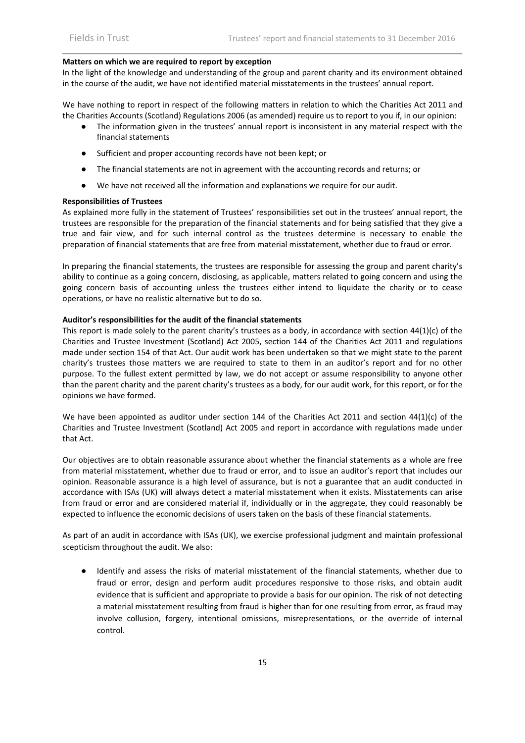**Matters on which we are required to report by exception**

In the light of the knowledge and understanding of the group and parent charity and its environment obtained in the course of the audit, we have not identified material misstatements in the trustees' annual report.

We have nothing to report in respect of the following matters in relation to which the Charities Act 2011 and the Charities Accounts (Scotland) Regulations 2006 (as amended) require us to report to you if, in our opinion:

- The information given in the trustees' annual report is inconsistent in any material respect with the financial statements
- Sufficient and proper accounting records have not been kept; or
- The financial statements are not in agreement with the accounting records and returns; or
- We have not received all the information and explanations we require for our audit.

**Responsibilities of Trustees**

As explained more fully in the statement of Trustees' responsibilities set out in the trustees' annual report, the trustees are responsible for the preparation of the financial statements and for being satisfied that they give a true and fair view, and for such internal control as the trustees determine is necessary to enable the preparation of financial statements that are free from material misstatement, whether due to fraud or error.

In preparing the financial statements, the trustees are responsible for assessing the group and parent charity's ability to continue as a going concern, disclosing, as applicable, matters related to going concern and using the going concern basis of accounting unless the trustees either intend to liquidate the charity or to cease operations, or have no realistic alternative but to do so.

**Auditor's responsibilities for the audit of the financial statements**

This report is made solely to the parent charity's trustees as a body, in accordance with section 44(1)(c) of the Charities and Trustee Investment (Scotland) Act 2005, section 144 of the Charities Act 2011 and regulations made under section 154 of that Act. Our audit work has been undertaken so that we might state to the parent charity's trustees those matters we are required to state to them in an auditor's report and for no other purpose. To the fullest extent permitted by law, we do not accept or assume responsibility to anyone other than the parent charity and the parent charity's trustees as a body, for our audit work, for this report, or for the opinions we have formed.

We have been appointed as auditor under section 144 of the Charities Act 2011 and section 44(1)(c) of the Charities and Trustee Investment (Scotland) Act 2005 and report in accordance with regulations made under that Act.

Our objectives are to obtain reasonable assurance about whether the financial statements as a whole are free from material misstatement, whether due to fraud or error, and to issue an auditor's report that includes our opinion. Reasonable assurance is a high level of assurance, but is not a guarantee that an audit conducted in accordance with ISAs (UK) will always detect a material misstatement when it exists. Misstatements can arise from fraud or error and are considered material if, individually or in the aggregate, they could reasonably be expected to influence the economic decisions of users taken on the basis of these financial statements.

As part of an audit in accordance with ISAs (UK), we exercise professional judgment and maintain professional scepticism throughout the audit. We also:

- Identify and assess the risks of material misstatement of the financial statements, whether due to fraud or error, design and perform audit procedures responsive to those risks, and obtain audit evidence that is sufficient and appropriate to provide a basis for our opinion. The risk of not detecting a material misstatement resulting from fraud is higher than for one resulting from error, as fraud may involve collusion, forgery, intentional omissions, misrepresentations, or the override of internal control.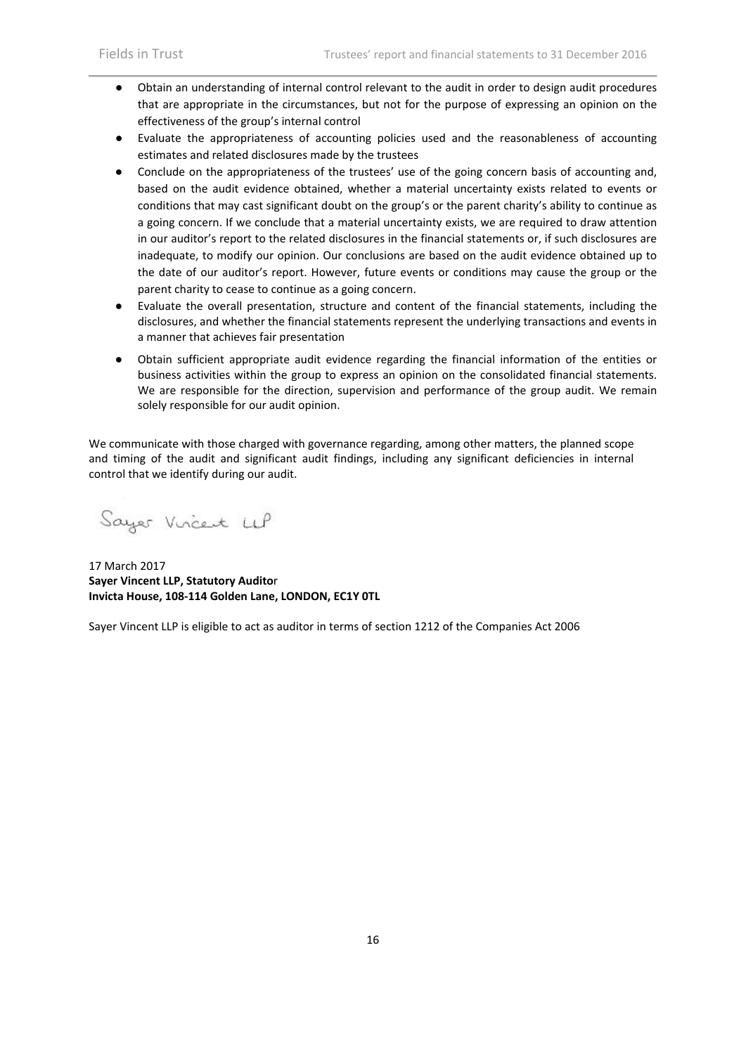- Obtain an understanding of internal control relevant to the audit in order to design audit procedures that are appropriate in the circumstances, but not for the purpose of expressing an opinion on the effectiveness of the group's internal control
- Evaluate the appropriateness of accounting policies used and the reasonableness of accounting estimates and related disclosures made by the trustees
- Conclude on the appropriateness of the trustees' use of the going concern basis of accounting and, based on the audit evidence obtained, whether a material uncertainty exists related to events or conditions that may cast significant doubt on the group's or the parent charity's ability to continue as a going concern. If we conclude that a material uncertainty exists, we are required to draw attention in our auditor's report to the related disclosures in the financial statements or, if such disclosures are inadequate, to modify our opinion. Our conclusions are based on the audit evidence obtained up to the date of our auditor's report. However, future events or conditions may cause the group or the parent charity to cease to continue as a going concern.
- Evaluate the overall presentation, structure and content of the financial statements, including the disclosures, and whether the financial statements represent the underlying transactions and events in a manner that achieves fair presentation
- Obtain sufficient appropriate audit evidence regarding the financial information of the entities or business activities within the group to express an opinion on the consolidated financial statements. We are responsible for the direction, supervision and performance of the group audit. We remain solely responsible for our audit opinion.

We communicate with those charged with governance regarding, among other matters, the planned scope and timing of the audit and significant audit findings, including any significant deficiencies in internal control that we identify during our audit.

Sayer Vincent LLP

17 March 2017
**Sayer Vincent LLP, Statutory Auditor**
**Invicta House, 108-114 Golden Lane, LONDON, EC1Y 0TL**

Sayer Vincent LLP is eligible to act as auditor in terms of section 1212 of the Companies Act 2006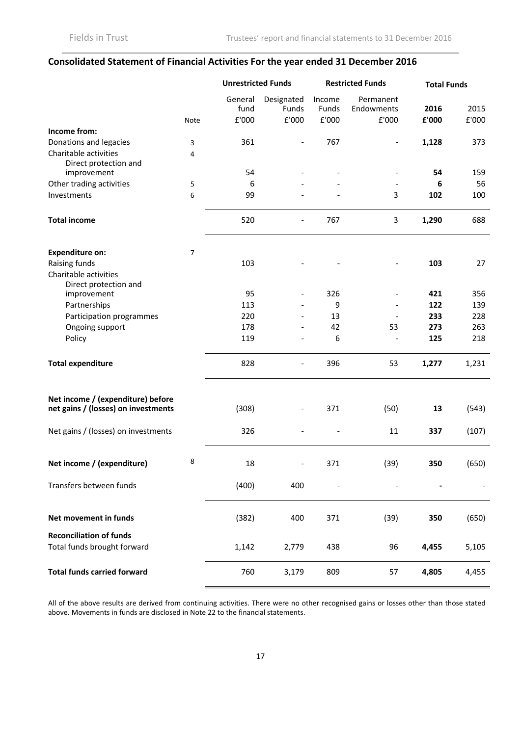## Consolidated Statement of Financial Activities For the year ended 31 December 2016

| | | Unrestricted Funds | | Restricted Funds | | Total Funds | |
|---|---|---|---|---|---|---|---|
| | | General fund | Designated Funds | Income Funds | Permanent Endowments | **2016** | 2015 |
| | Note | £'000 | £'000 | £'000 | £'000 | **£'000** | £'000 |
| **Income from:** | | | | | | | |
| Donations and legacies | 3 | 361 | - | 767 | - | **1,128** | 373 |
| Charitable activities | 4 | | | | | | |
| Direct protection and improvement | | 54 | - | - | - | **54** | 159 |
| Other trading activities | 5 | 6 | - | - | - | **6** | 56 |
| Investments | 6 | 99 | - | - | 3 | **102** | 100 |
| **Total income** | | 520 | - | 767 | 3 | **1,290** | 688 |
| **Expenditure on:** | 7 | | | | | | |
| Raising funds | | 103 | - | - | - | **103** | 27 |
| Charitable activities | | | | | | | |
| Direct protection and improvement | | 95 | - | 326 | - | **421** | 356 |
| Partnerships | | 113 | - | 9 | - | **122** | 139 |
| Participation programmes | | 220 | - | 13 | - | **233** | 228 |
| Ongoing support | | 178 | - | 42 | 53 | **273** | 263 |
| Policy | | 119 | - | 6 | - | **125** | 218 |
| **Total expenditure** | | 828 | - | 396 | 53 | **1,277** | 1,231 |
| **Net income / (expenditure) before net gains / (losses) on investments** | | (308) | - | 371 | (50) | **13** | (543) |
| Net gains / (losses) on investments | | 326 | - | - | 11 | **337** | (107) |
| **Net income / (expenditure)** | 8 | 18 | - | 371 | (39) | **350** | (650) |
| Transfers between funds | | (400) | 400 | - | - | **-** | - |
| **Net movement in funds** | | (382) | 400 | 371 | (39) | **350** | (650) |
| **Reconciliation of funds** | | | | | | | |
| Total funds brought forward | | 1,142 | 2,779 | 438 | 96 | **4,455** | 5,105 |
| **Total funds carried forward** | | 760 | 3,179 | 809 | 57 | **4,805** | 4,455 |

All of the above results are derived from continuing activities. There were no other recognised gains or losses other than those stated above. Movements in funds are disclosed in Note 22 to the financial statements.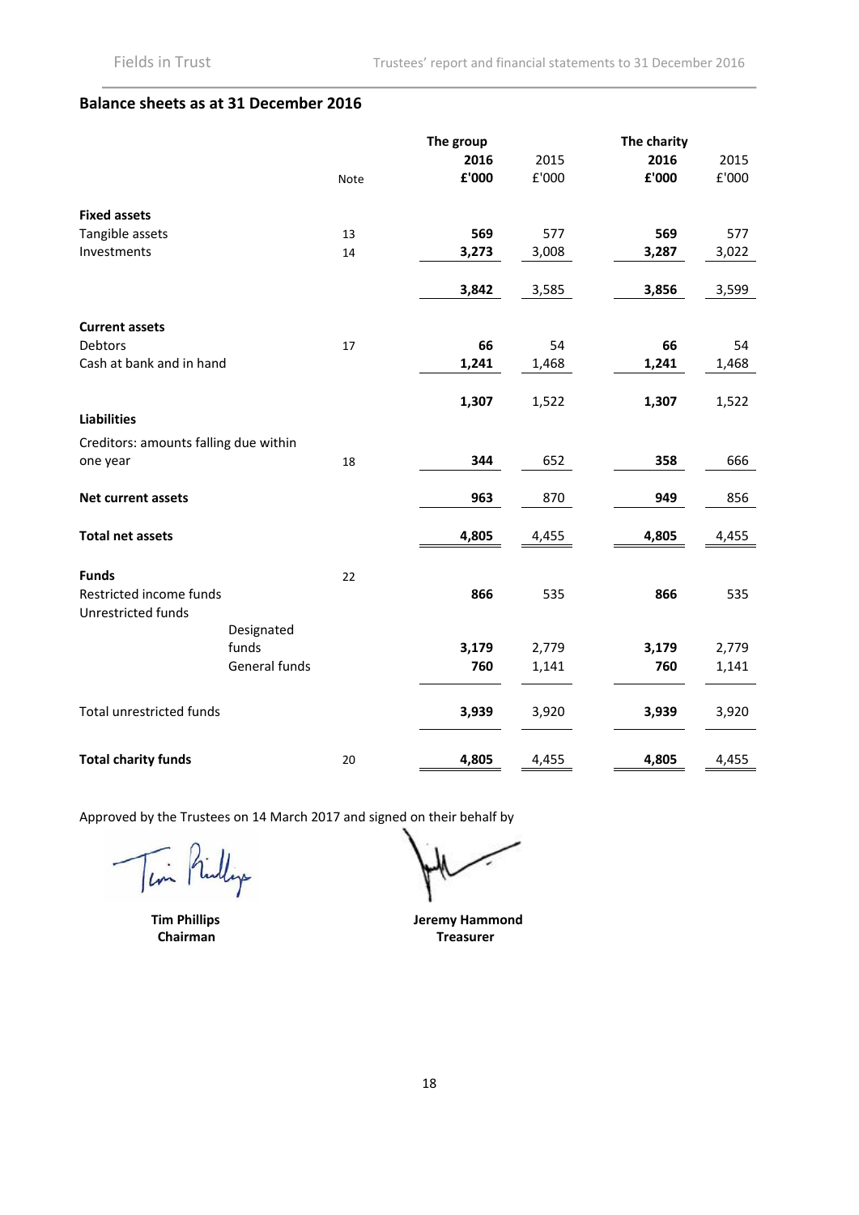## Balance sheets as at 31 December 2016

| | Note | The group 2016 £'000 | The group 2015 £'000 | The charity 2016 £'000 | The charity 2015 £'000 |
|---|---|---|---|---|---|
| **Fixed assets** | | | | | |
| Tangible assets | 13 | **569** | 577 | **569** | 577 |
| Investments | 14 | **3,273** | 3,008 | **3,287** | 3,022 |
| | | **3,842** | 3,585 | **3,856** | 3,599 |
| **Current assets** | | | | | |
| Debtors | 17 | **66** | 54 | **66** | 54 |
| Cash at bank and in hand | | **1,241** | 1,468 | **1,241** | 1,468 |
| | | **1,307** | 1,522 | **1,307** | 1,522 |
| **Liabilities** | | | | | |
| Creditors: amounts falling due within one year | 18 | **344** | 652 | **358** | 666 |
| **Net current assets** | | **963** | 870 | **949** | 856 |
| **Total net assets** | | **4,805** | 4,455 | **4,805** | 4,455 |
| **Funds** | 22 | | | | |
| Restricted income funds | | **866** | 535 | **866** | 535 |
| Unrestricted funds | | | | | |
| Designated funds | | **3,179** | 2,779 | **3,179** | 2,779 |
| General funds | | **760** | 1,141 | **760** | 1,141 |
| Total unrestricted funds | | **3,939** | 3,920 | **3,939** | 3,920 |
| **Total charity funds** | 20 | **4,805** | 4,455 | **4,805** | 4,455 |

Approved by the Trustees on 14 March 2017 and signed on their behalf by

**Tim Phillips**
**Chairman**

**Jeremy Hammond**
**Treasurer**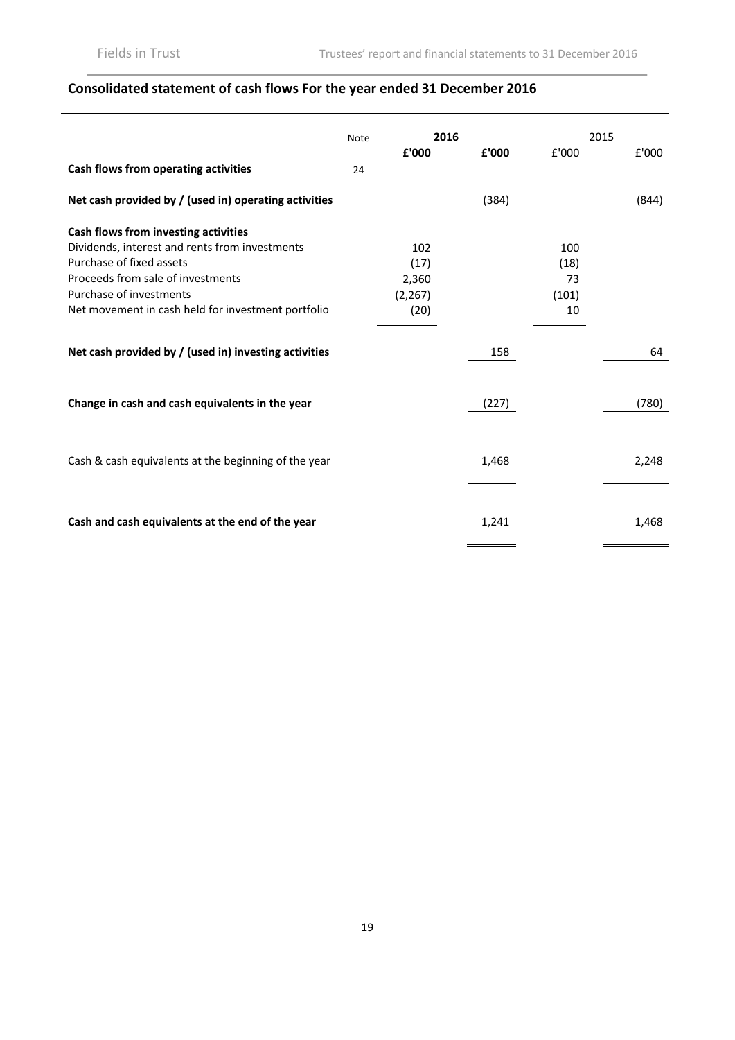## Consolidated statement of cash flows For the year ended 31 December 2016

| | Note | 2016 | | 2015 | |
|---|---|---|---|---|---|
| | | £'000 | £'000 | £'000 | £'000 |
| **Cash flows from operating activities** | 24 | | | | |
| **Net cash provided by / (used in) operating activities** | | | (384) | | (844) |
| **Cash flows from investing activities** | | | | | |
| Dividends, interest and rents from investments | | 102 | | 100 | |
| Purchase of fixed assets | | (17) | | (18) | |
| Proceeds from sale of investments | | 2,360 | | 73 | |
| Purchase of investments | | (2,267) | | (101) | |
| Net movement in cash held for investment portfolio | | (20) | | 10 | |
| **Net cash provided by / (used in) investing activities** | | | 158 | | 64 |
| **Change in cash and cash equivalents in the year** | | | (227) | | (780) |
| Cash & cash equivalents at the beginning of the year | | | 1,468 | | 2,248 |
| **Cash and cash equivalents at the end of the year** | | | 1,241 | | 1,468 |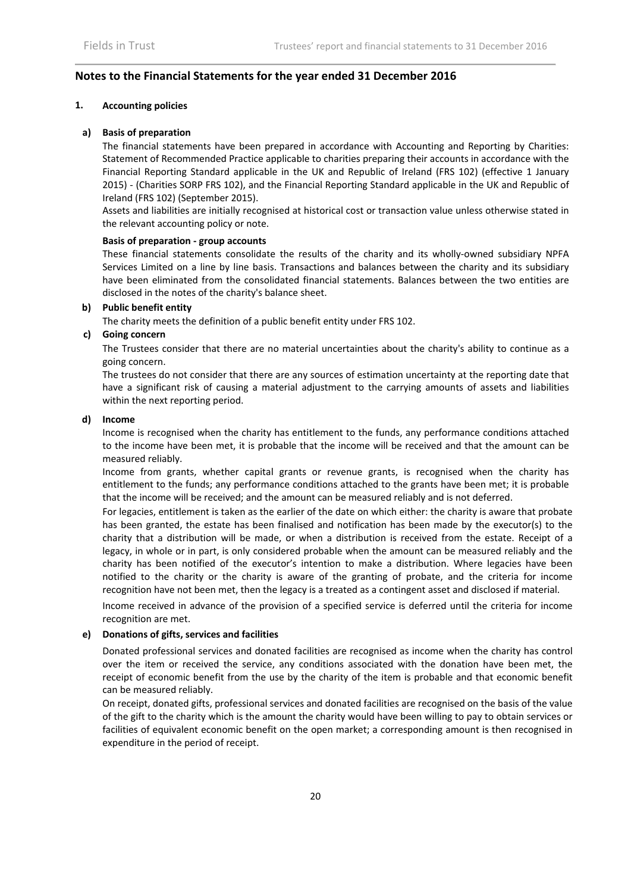## Notes to the Financial Statements for the year ended 31 December 2016

### 1. Accounting policies

#### a) Basis of preparation

The financial statements have been prepared in accordance with Accounting and Reporting by Charities: Statement of Recommended Practice applicable to charities preparing their accounts in accordance with the Financial Reporting Standard applicable in the UK and Republic of Ireland (FRS 102) (effective 1 January 2015) - (Charities SORP FRS 102), and the Financial Reporting Standard applicable in the UK and Republic of Ireland (FRS 102) (September 2015).

Assets and liabilities are initially recognised at historical cost or transaction value unless otherwise stated in the relevant accounting policy or note.

**Basis of preparation - group accounts**

These financial statements consolidate the results of the charity and its wholly-owned subsidiary NPFA Services Limited on a line by line basis. Transactions and balances between the charity and its subsidiary have been eliminated from the consolidated financial statements. Balances between the two entities are disclosed in the notes of the charity's balance sheet.

#### b) Public benefit entity

The charity meets the definition of a public benefit entity under FRS 102.

#### c) Going concern

The Trustees consider that there are no material uncertainties about the charity's ability to continue as a going concern.

The trustees do not consider that there are any sources of estimation uncertainty at the reporting date that have a significant risk of causing a material adjustment to the carrying amounts of assets and liabilities within the next reporting period.

#### d) Income

Income is recognised when the charity has entitlement to the funds, any performance conditions attached to the income have been met, it is probable that the income will be received and that the amount can be measured reliably.

Income from grants, whether capital grants or revenue grants, is recognised when the charity has entitlement to the funds; any performance conditions attached to the grants have been met; it is probable that the income will be received; and the amount can be measured reliably and is not deferred.

For legacies, entitlement is taken as the earlier of the date on which either: the charity is aware that probate has been granted, the estate has been finalised and notification has been made by the executor(s) to the charity that a distribution will be made, or when a distribution is received from the estate. Receipt of a legacy, in whole or in part, is only considered probable when the amount can be measured reliably and the charity has been notified of the executor's intention to make a distribution. Where legacies have been notified to the charity or the charity is aware of the granting of probate, and the criteria for income recognition have not been met, then the legacy is a treated as a contingent asset and disclosed if material.

Income received in advance of the provision of a specified service is deferred until the criteria for income recognition are met.

#### e) Donations of gifts, services and facilities

Donated professional services and donated facilities are recognised as income when the charity has control over the item or received the service, any conditions associated with the donation have been met, the receipt of economic benefit from the use by the charity of the item is probable and that economic benefit can be measured reliably.

On receipt, donated gifts, professional services and donated facilities are recognised on the basis of the value of the gift to the charity which is the amount the charity would have been willing to pay to obtain services or facilities of equivalent economic benefit on the open market; a corresponding amount is then recognised in expenditure in the period of receipt.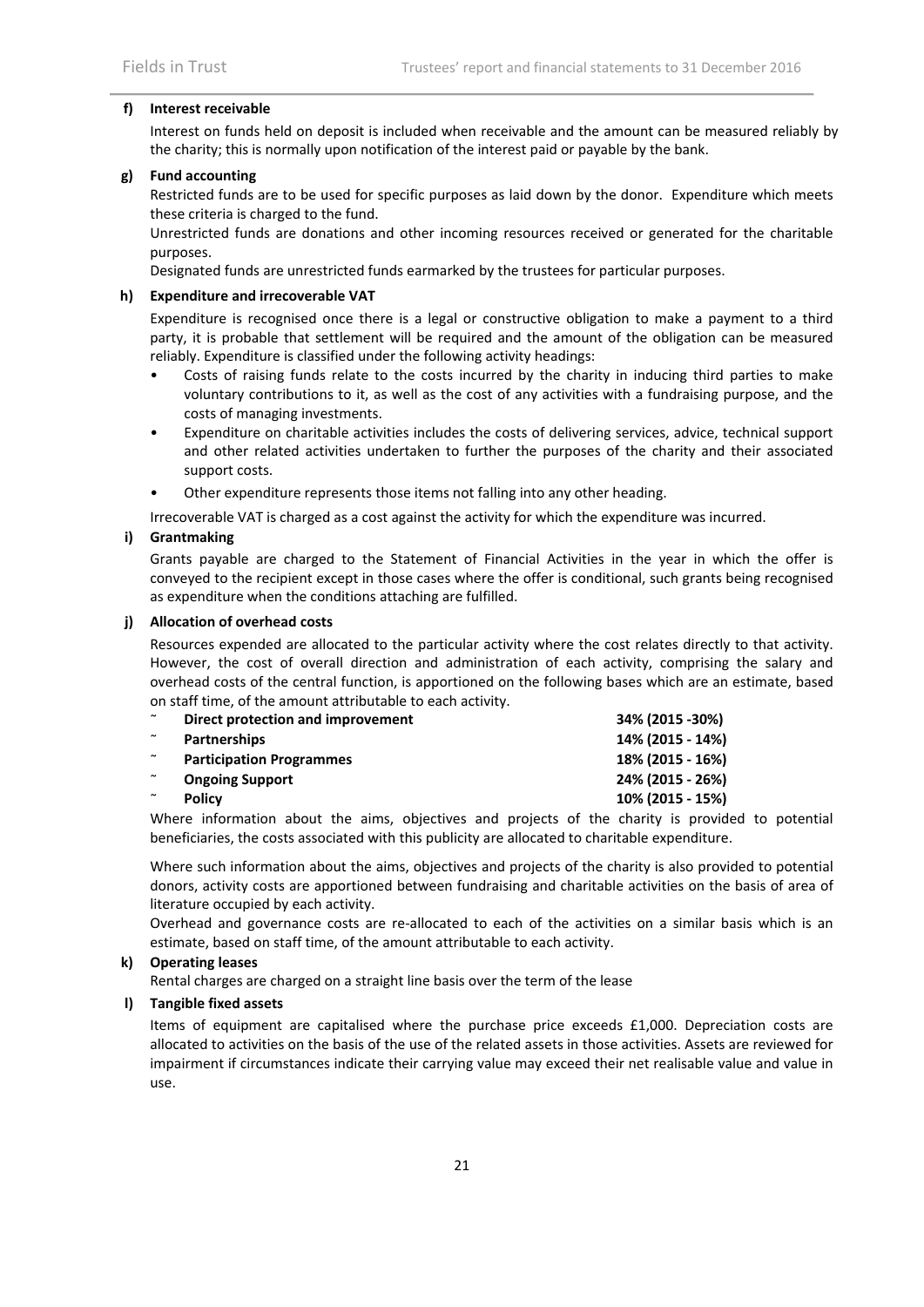**f) Interest receivable**

Interest on funds held on deposit is included when receivable and the amount can be measured reliably by the charity; this is normally upon notification of the interest paid or payable by the bank.

**g) Fund accounting**

Restricted funds are to be used for specific purposes as laid down by the donor. Expenditure which meets these criteria is charged to the fund.

Unrestricted funds are donations and other incoming resources received or generated for the charitable purposes.

Designated funds are unrestricted funds earmarked by the trustees for particular purposes.

**h) Expenditure and irrecoverable VAT**

Expenditure is recognised once there is a legal or constructive obligation to make a payment to a third party, it is probable that settlement will be required and the amount of the obligation can be measured reliably. Expenditure is classified under the following activity headings:

- Costs of raising funds relate to the costs incurred by the charity in inducing third parties to make voluntary contributions to it, as well as the cost of any activities with a fundraising purpose, and the costs of managing investments.
- Expenditure on charitable activities includes the costs of delivering services, advice, technical support and other related activities undertaken to further the purposes of the charity and their associated support costs.
- Other expenditure represents those items not falling into any other heading.

Irrecoverable VAT is charged as a cost against the activity for which the expenditure was incurred.

**i) Grantmaking**

Grants payable are charged to the Statement of Financial Activities in the year in which the offer is conveyed to the recipient except in those cases where the offer is conditional, such grants being recognised as expenditure when the conditions attaching are fulfilled.

**j) Allocation of overhead costs**

Resources expended are allocated to the particular activity where the cost relates directly to that activity. However, the cost of overall direction and administration of each activity, comprising the salary and overhead costs of the central function, is apportioned on the following bases which are an estimate, based on staff time, of the amount attributable to each activity.

| | |
|---|---|
| ~ **Direct protection and improvement** | **34% (2015 -30%)** |
| ~ **Partnerships** | **14% (2015 - 14%)** |
| ~ **Participation Programmes** | **18% (2015 - 16%)** |
| ~ **Ongoing Support** | **24% (2015 - 26%)** |
| ~ **Policy** | **10% (2015 - 15%)** |

Where information about the aims, objectives and projects of the charity is provided to potential beneficiaries, the costs associated with this publicity are allocated to charitable expenditure.

Where such information about the aims, objectives and projects of the charity is also provided to potential donors, activity costs are apportioned between fundraising and charitable activities on the basis of area of literature occupied by each activity.

Overhead and governance costs are re-allocated to each of the activities on a similar basis which is an estimate, based on staff time, of the amount attributable to each activity.

**k) Operating leases**

Rental charges are charged on a straight line basis over the term of the lease

**l) Tangible fixed assets**

Items of equipment are capitalised where the purchase price exceeds £1,000. Depreciation costs are allocated to activities on the basis of the use of the related assets in those activities. Assets are reviewed for impairment if circumstances indicate their carrying value may exceed their net realisable value and value in use.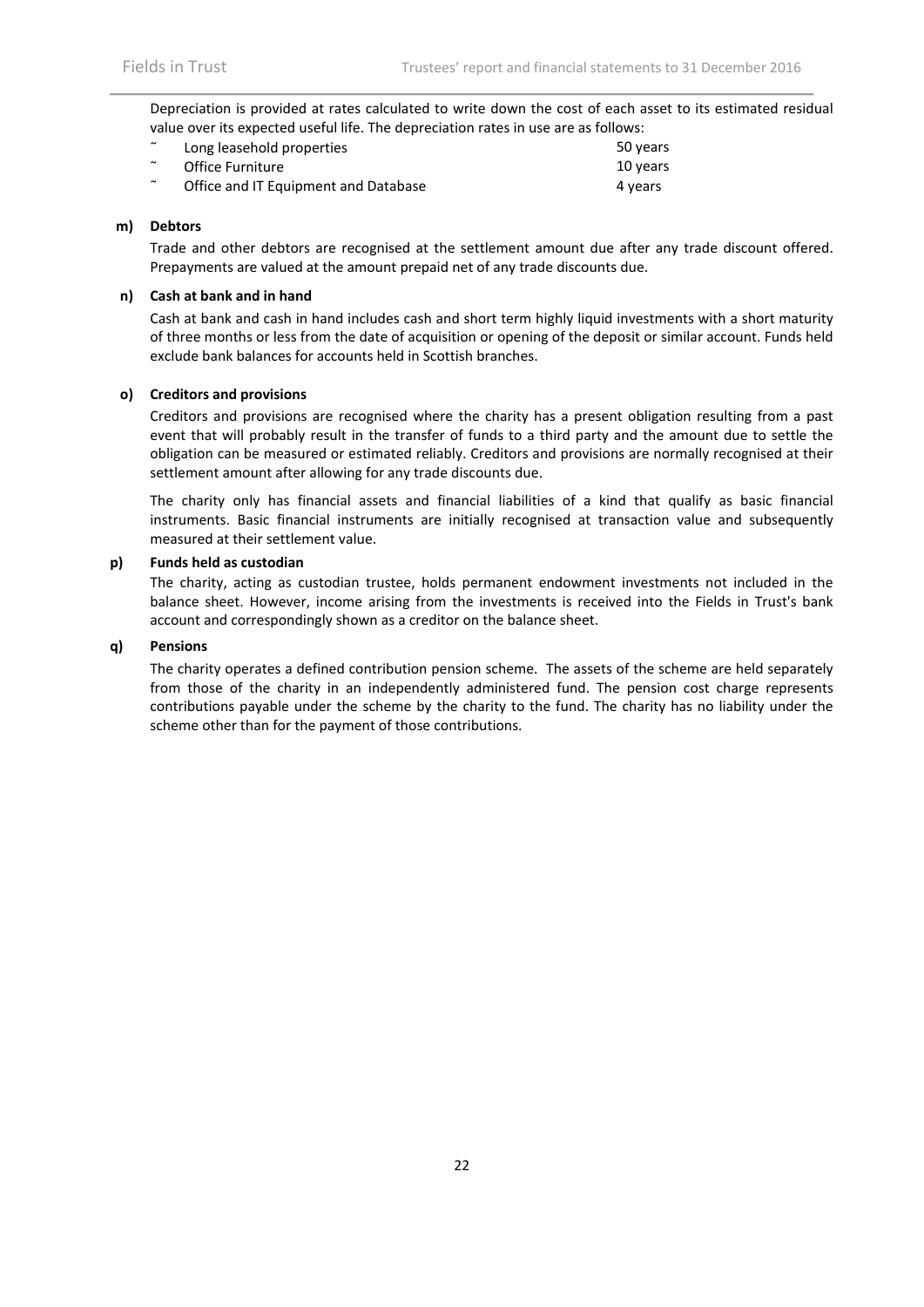Depreciation is provided at rates calculated to write down the cost of each asset to its estimated residual value over its expected useful life. The depreciation rates in use are as follows:

| | |
|---|---|
| Long leasehold properties | 50 years |
| Office Furniture | 10 years |
| Office and IT Equipment and Database | 4 years |

**m) Debtors**

Trade and other debtors are recognised at the settlement amount due after any trade discount offered. Prepayments are valued at the amount prepaid net of any trade discounts due.

**n) Cash at bank and in hand**

Cash at bank and cash in hand includes cash and short term highly liquid investments with a short maturity of three months or less from the date of acquisition or opening of the deposit or similar account. Funds held exclude bank balances for accounts held in Scottish branches.

**o) Creditors and provisions**

Creditors and provisions are recognised where the charity has a present obligation resulting from a past event that will probably result in the transfer of funds to a third party and the amount due to settle the obligation can be measured or estimated reliably. Creditors and provisions are normally recognised at their settlement amount after allowing for any trade discounts due.

The charity only has financial assets and financial liabilities of a kind that qualify as basic financial instruments. Basic financial instruments are initially recognised at transaction value and subsequently measured at their settlement value.

**p) Funds held as custodian**

The charity, acting as custodian trustee, holds permanent endowment investments not included in the balance sheet. However, income arising from the investments is received into the Fields in Trust's bank account and correspondingly shown as a creditor on the balance sheet.

**q) Pensions**

The charity operates a defined contribution pension scheme. The assets of the scheme are held separately from those of the charity in an independently administered fund. The pension cost charge represents contributions payable under the scheme by the charity to the fund. The charity has no liability under the scheme other than for the payment of those contributions.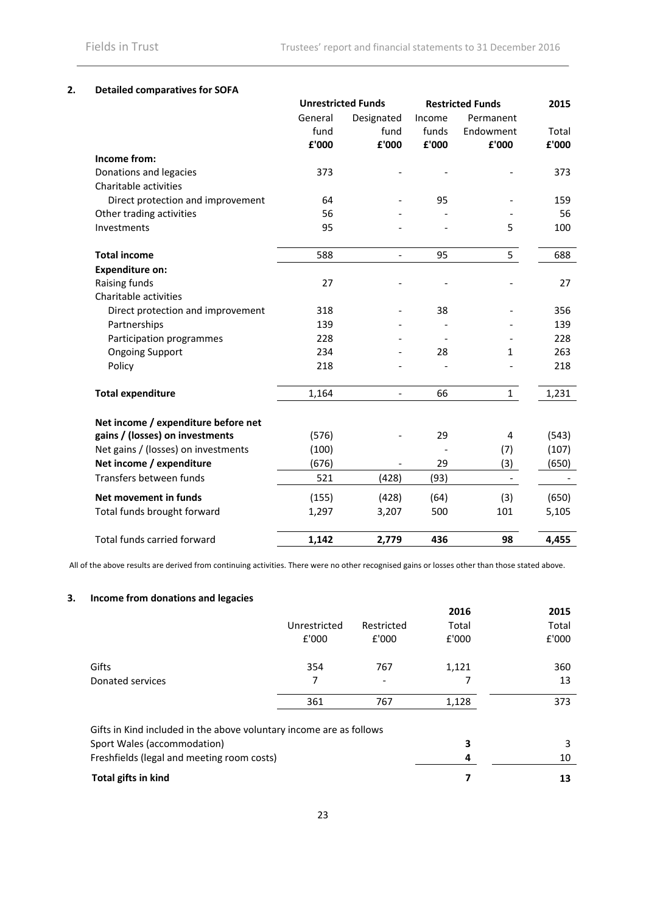## 2. Detailed comparatives for SOFA

| | Unrestricted Funds | | Restricted Funds | | 2015 |
|---|---|---|---|---|---|
| | General fund £'000 | Designated fund £'000 | Income funds £'000 | Permanent Endowment £'000 | Total £'000 |
| **Income from:** | | | | | |
| Donations and legacies | 373 | - | - | - | 373 |
| Charitable activities | | | | | |
| Direct protection and improvement | 64 | - | 95 | - | 159 |
| Other trading activities | 56 | - | - | - | 56 |
| Investments | 95 | - | - | 5 | 100 |
| **Total income** | 588 | - | 95 | 5 | 688 |
| **Expenditure on:** | | | | | |
| Raising funds | 27 | - | - | - | 27 |
| Charitable activities | | | | | |
| Direct protection and improvement | 318 | - | 38 | - | 356 |
| Partnerships | 139 | - | - | - | 139 |
| Participation programmes | 228 | - | - | - | 228 |
| Ongoing Support | 234 | - | 28 | 1 | 263 |
| Policy | 218 | - | - | - | 218 |
| **Total expenditure** | 1,164 | - | 66 | 1 | 1,231 |
| **Net income / expenditure before net gains / (losses) on investments** | (576) | - | 29 | 4 | (543) |
| Net gains / (losses) on investments | (100) | | - | (7) | (107) |
| **Net income / expenditure** | (676) | - | 29 | (3) | (650) |
| Transfers between funds | 521 | (428) | (93) | - | - |
| **Net movement in funds** | (155) | (428) | (64) | (3) | (650) |
| Total funds brought forward | 1,297 | 3,207 | 500 | 101 | 5,105 |
| Total funds carried forward | **1,142** | **2,779** | **436** | **98** | **4,455** |

All of the above results are derived from continuing activities. There were no other recognised gains or losses other than those stated above.

## 3. Income from donations and legacies

| | Unrestricted £'000 | Restricted £'000 | 2016 Total £'000 | 2015 Total £'000 |
|---|---|---|---|---|
| Gifts | 354 | 767 | 1,121 | 360 |
| Donated services | 7 | - | 7 | 13 |
| | 361 | 767 | 1,128 | 373 |

| Gifts in Kind included in the above voluntary income are as follows | 2016 | 2015 |
|---|---|---|
| Sport Wales (accommodation) | **3** | 3 |
| Freshfields (legal and meeting room costs) | **4** | 10 |
| **Total gifts in kind** | **7** | **13** |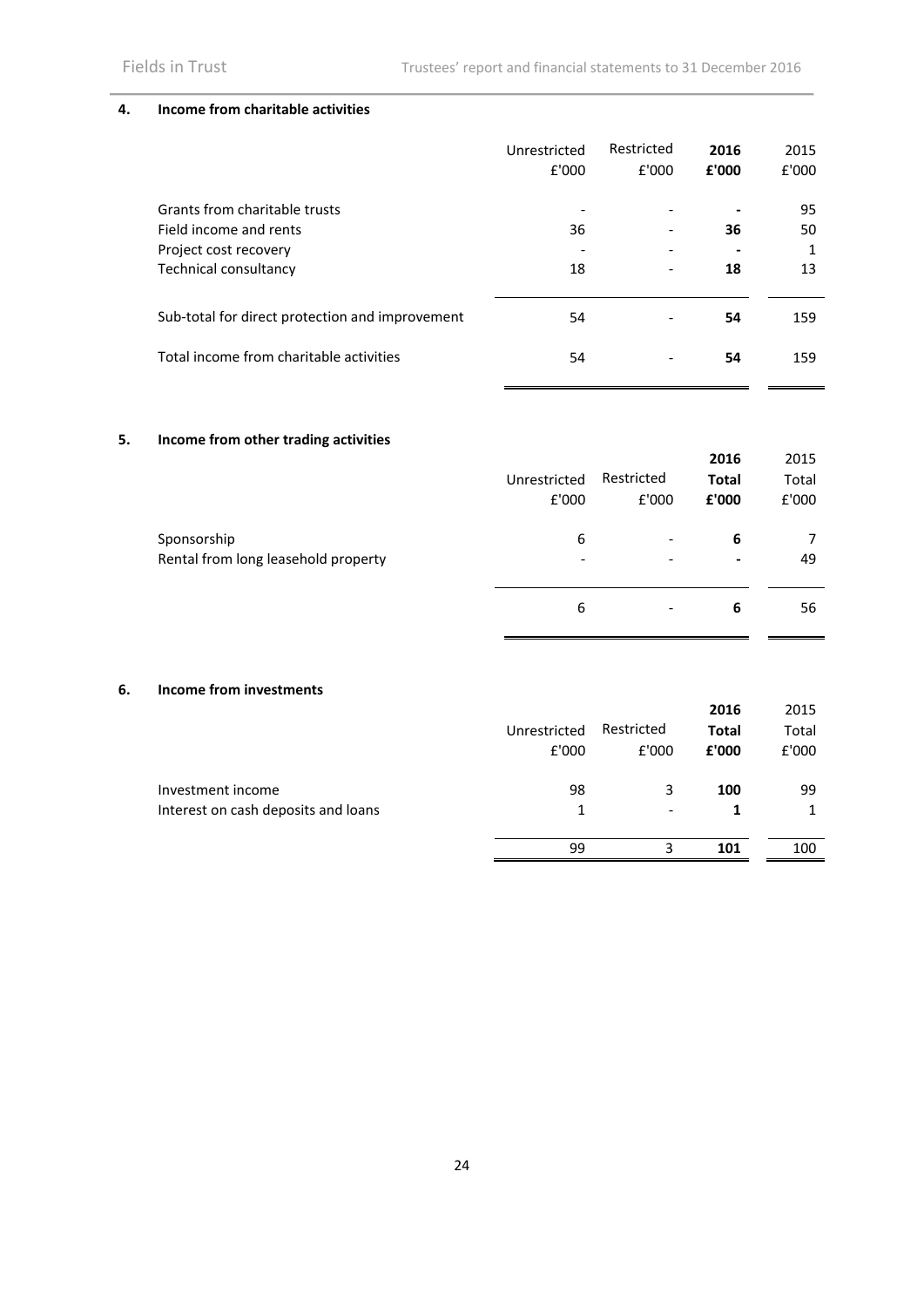## 4. Income from charitable activities

| | Unrestricted £'000 | Restricted £'000 | **2016 £'000** | 2015 £'000 |
|---|---|---|---|---|
| Grants from charitable trusts | - | - | **-** | 95 |
| Field income and rents | 36 | - | **36** | 50 |
| Project cost recovery | - | - | **-** | 1 |
| Technical consultancy | 18 | - | **18** | 13 |
| Sub-total for direct protection and improvement | 54 | - | **54** | 159 |
| Total income from charitable activities | 54 | - | **54** | 159 |

## 5. Income from other trading activities

| | Unrestricted £'000 | Restricted £'000 | **2016 Total £'000** | 2015 Total £'000 |
|---|---|---|---|---|
| Sponsorship | 6 | - | **6** | 7 |
| Rental from long leasehold property | - | - | **-** | 49 |
| | 6 | - | **6** | 56 |

## 6. Income from investments

| | Unrestricted £'000 | Restricted £'000 | **2016 Total £'000** | 2015 Total £'000 |
|---|---|---|---|---|
| Investment income | 98 | 3 | **100** | 99 |
| Interest on cash deposits and loans | 1 | - | **1** | 1 |
| | 99 | 3 | **101** | 100 |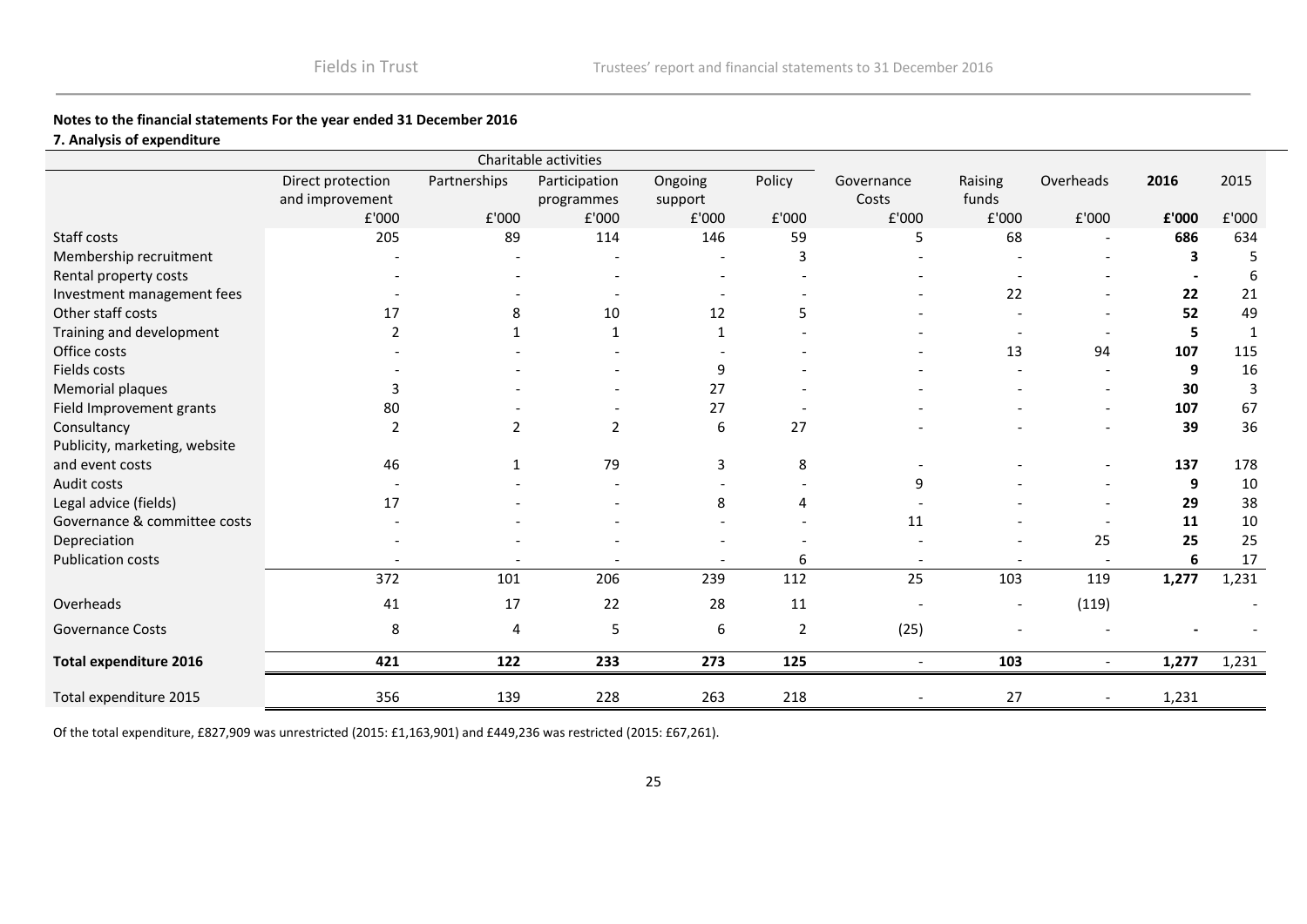**Notes to the financial statements For the year ended 31 December 2016**

**7. Analysis of expenditure**

| | Charitable activities | | | | | | | | | |
|---|---|---|---|---|---|---|---|---|---|---|
| | Direct protection and improvement | Partnerships | Participation programmes | Ongoing support | Policy | Governance Costs | Raising funds | Overheads | **2016** | 2015 |
| | £'000 | £'000 | £'000 | £'000 | £'000 | £'000 | £'000 | £'000 | **£'000** | £'000 |
| Staff costs | 205 | 89 | 114 | 146 | 59 | 5 | 68 | - | **686** | 634 |
| Membership recruitment | - | - | - | - | 3 | - | - | - | **3** | 5 |
| Rental property costs | - | - | - | - | - | - | - | - | **-** | 6 |
| Investment management fees | - | - | - | - | - | - | 22 | - | **22** | 21 |
| Other staff costs | 17 | 8 | 10 | 12 | 5 | - | - | - | **52** | 49 |
| Training and development | 2 | 1 | 1 | 1 | - | - | - | - | **5** | 1 |
| Office costs | - | - | - | - | - | - | 13 | 94 | **107** | 115 |
| Fields costs | - | - | - | 9 | - | - | - | - | **9** | 16 |
| Memorial plaques | 3 | - | - | 27 | - | - | - | - | **30** | 3 |
| Field Improvement grants | 80 | - | - | 27 | - | - | - | - | **107** | 67 |
| Consultancy | 2 | 2 | 2 | 6 | 27 | - | - | - | **39** | 36 |
| Publicity, marketing, website and event costs | 46 | 1 | 79 | 3 | 8 | - | - | - | **137** | 178 |
| Audit costs | - | - | - | - | - | 9 | - | - | **9** | 10 |
| Legal advice (fields) | 17 | - | - | 8 | 4 | - | - | - | **29** | 38 |
| Governance & committee costs | - | - | - | - | - | 11 | - | - | **11** | 10 |
| Depreciation | - | - | - | - | - | - | - | 25 | **25** | 25 |
| Publication costs | - | - | - | - | 6 | - | - | - | **6** | 17 |
| | 372 | 101 | 206 | 239 | 112 | 25 | 103 | 119 | **1,277** | 1,231 |
| Overheads | 41 | 17 | 22 | 28 | 11 | - | - | (119) | | - |
| Governance Costs | 8 | 4 | 5 | 6 | 2 | (25) | - | - | **-** | - |
| **Total expenditure 2016** | **421** | **122** | **233** | **273** | **125** | - | **103** | - | **1,277** | 1,231 |
| Total expenditure 2015 | 356 | 139 | 228 | 263 | 218 | - | 27 | - | 1,231 | |

Of the total expenditure, £827,909 was unrestricted (2015: £1,163,901) and £449,236 was restricted (2015: £67,261).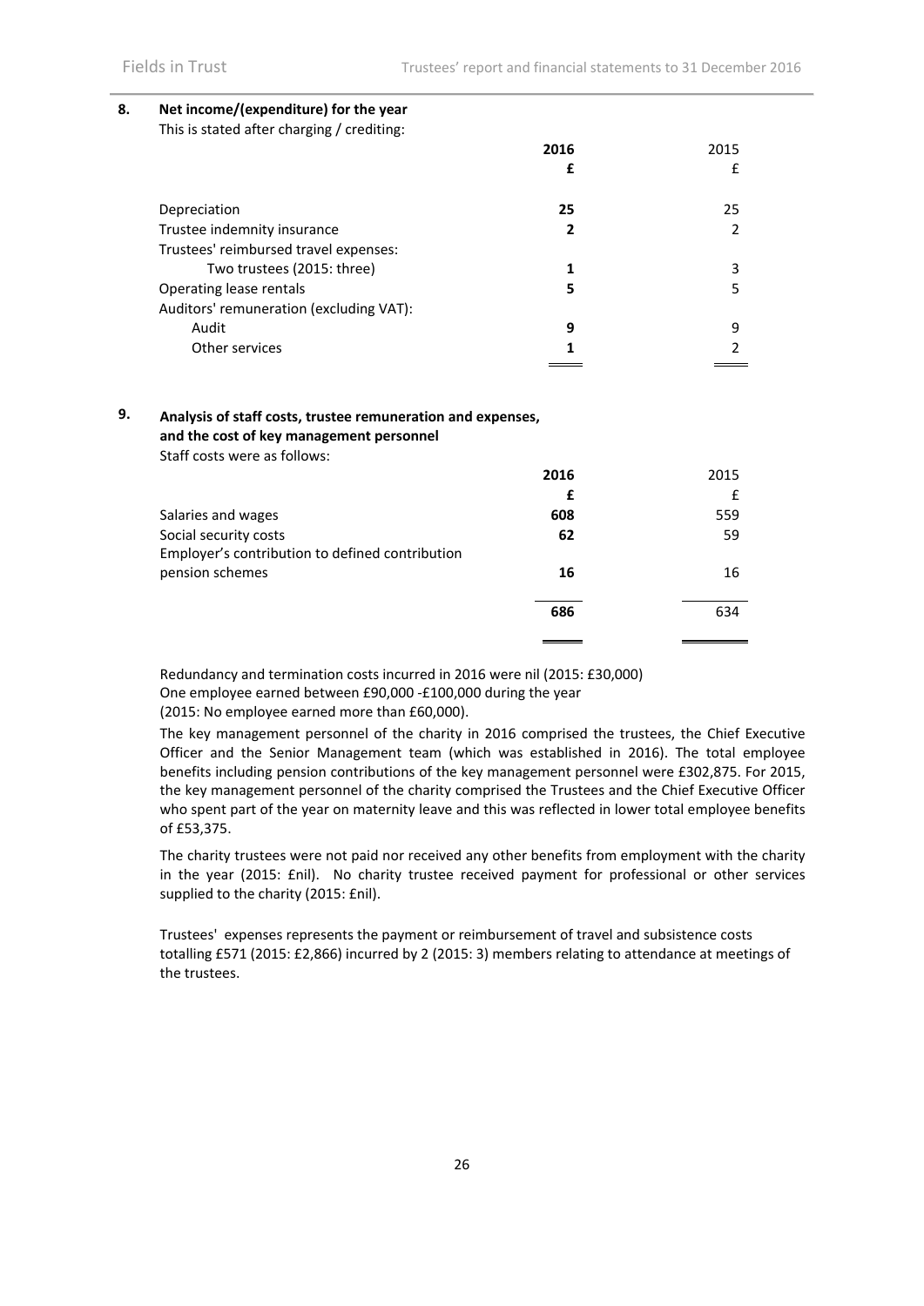## 8. Net income/(expenditure) for the year

This is stated after charging / crediting:

| | **2016** | 2015 |
|---|---|---|
| | **£** | £ |
| Depreciation | **25** | 25 |
| Trustee indemnity insurance | **2** | 2 |
| Trustees' reimbursed travel expenses: | | |
| Two trustees (2015: three) | **1** | 3 |
| Operating lease rentals | **5** | 5 |
| Auditors' remuneration (excluding VAT): | | |
| Audit | **9** | 9 |
| Other services | **1** | 2 |

## 9. Analysis of staff costs, trustee remuneration and expenses, and the cost of key management personnel

Staff costs were as follows:

| | **2016** | 2015 |
|---|---|---|
| | **£** | £ |
| Salaries and wages | **608** | 559 |
| Social security costs | **62** | 59 |
| Employer's contribution to defined contribution pension schemes | **16** | 16 |
| | **686** | 634 |

Redundancy and termination costs incurred in 2016 were nil (2015: £30,000)
One employee earned between £90,000 -£100,000 during the year
(2015: No employee earned more than £60,000).

The key management personnel of the charity in 2016 comprised the trustees, the Chief Executive Officer and the Senior Management team (which was established in 2016). The total employee benefits including pension contributions of the key management personnel were £302,875. For 2015, the key management personnel of the charity comprised the Trustees and the Chief Executive Officer who spent part of the year on maternity leave and this was reflected in lower total employee benefits of £53,375.

The charity trustees were not paid nor received any other benefits from employment with the charity in the year (2015: £nil). No charity trustee received payment for professional or other services supplied to the charity (2015: £nil).

Trustees' expenses represents the payment or reimbursement of travel and subsistence costs totalling £571 (2015: £2,866) incurred by 2 (2015: 3) members relating to attendance at meetings of the trustees.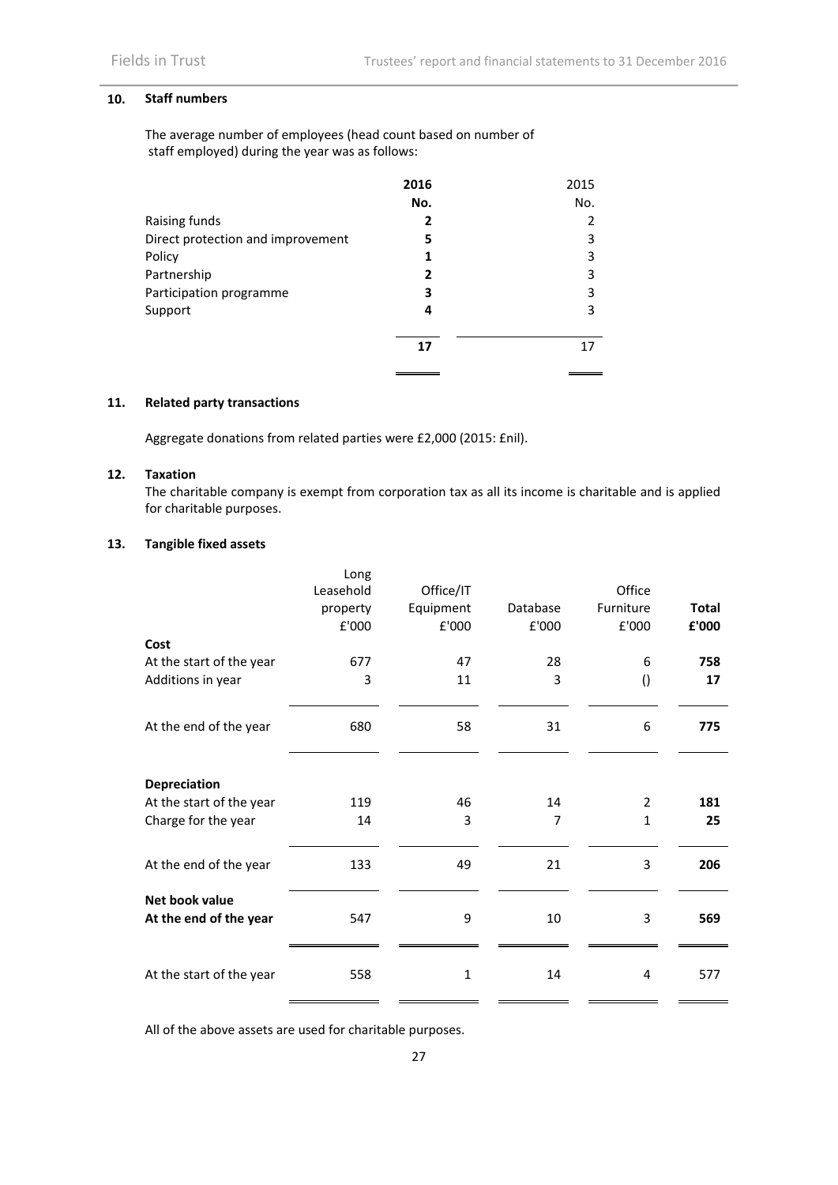## 10. Staff numbers

The average number of employees (head count based on number of staff employed) during the year was as follows:

| | **2016** | 2015 |
|---|---|---|
| | **No.** | No. |
| Raising funds | **2** | 2 |
| Direct protection and improvement | **5** | 3 |
| Policy | **1** | 3 |
| Partnership | **2** | 3 |
| Participation programme | **3** | 3 |
| Support | **4** | 3 |
| | **17** | 17 |

## 11. Related party transactions

Aggregate donations from related parties were £2,000 (2015: £nil).

## 12. Taxation

The charitable company is exempt from corporation tax as all its income is charitable and is applied for charitable purposes.

## 13. Tangible fixed assets

| | Long Leasehold property £'000 | Office/IT Equipment £'000 | Database £'000 | Office Furniture £'000 | **Total £'000** |
|---|---|---|---|---|---|
| **Cost** | | | | | |
| At the start of the year | 677 | 47 | 28 | 6 | **758** |
| Additions in year | 3 | 11 | 3 | () | **17** |
| At the end of the year | 680 | 58 | 31 | 6 | **775** |
| **Depreciation** | | | | | |
| At the start of the year | 119 | 46 | 14 | 2 | **181** |
| Charge for the year | 14 | 3 | 7 | 1 | **25** |
| At the end of the year | 133 | 49 | 21 | 3 | **206** |
| **Net book value** | | | | | |
| **At the end of the year** | 547 | 9 | 10 | 3 | **569** |
| At the start of the year | 558 | 1 | 14 | 4 | 577 |

All of the above assets are used for charitable purposes.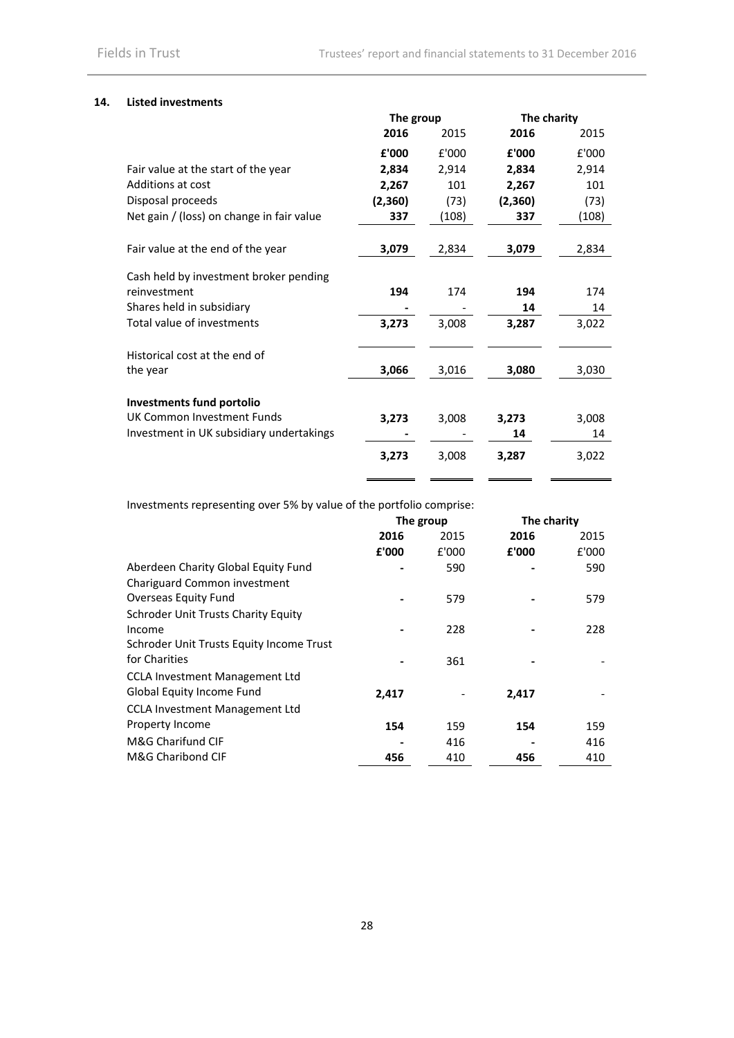## 14. Listed investments

| | The group | | The charity | |
|---|---|---|---|---|
| | **2016** | 2015 | **2016** | 2015 |
| | **£'000** | £'000 | **£'000** | £'000 |
| Fair value at the start of the year | **2,834** | 2,914 | **2,834** | 2,914 |
| Additions at cost | **2,267** | 101 | **2,267** | 101 |
| Disposal proceeds | **(2,360)** | (73) | **(2,360)** | (73) |
| Net gain / (loss) on change in fair value | **337** | (108) | **337** | (108) |
| Fair value at the end of the year | **3,079** | 2,834 | **3,079** | 2,834 |
| Cash held by investment broker pending reinvestment | **194** | 174 | **194** | 174 |
| Shares held in subsidiary | **-** | - | **14** | 14 |
| Total value of investments | **3,273** | 3,008 | **3,287** | 3,022 |
| Historical cost at the end of the year | **3,066** | 3,016 | **3,080** | 3,030 |
| **Investments fund portolio** | | | | |
| UK Common Investment Funds | **3,273** | 3,008 | **3,273** | 3,008 |
| Investment in UK subsidiary undertakings | **-** | - | **14** | 14 |
| | **3,273** | 3,008 | **3,287** | 3,022 |

Investments representing over 5% by value of the portfolio comprise:

| | The group | | The charity | |
|---|---|---|---|---|
| | **2016** | 2015 | **2016** | 2015 |
| | **£'000** | £'000 | **£'000** | £'000 |
| Aberdeen Charity Global Equity Fund | **-** | 590 | **-** | 590 |
| Chariguard Common investment Overseas Equity Fund | **-** | 579 | **-** | 579 |
| Schroder Unit Trusts Charity Equity Income | **-** | 228 | **-** | 228 |
| Schroder Unit Trusts Equity Income Trust for Charities | **-** | 361 | **-** | - |
| CCLA Investment Management Ltd Global Equity Income Fund | **2,417** | - | **2,417** | - |
| CCLA Investment Management Ltd Property Income | **154** | 159 | **154** | 159 |
| M&G Charifund CIF | **-** | 416 | **-** | 416 |
| M&G Charibond CIF | **456** | 410 | **456** | 410 |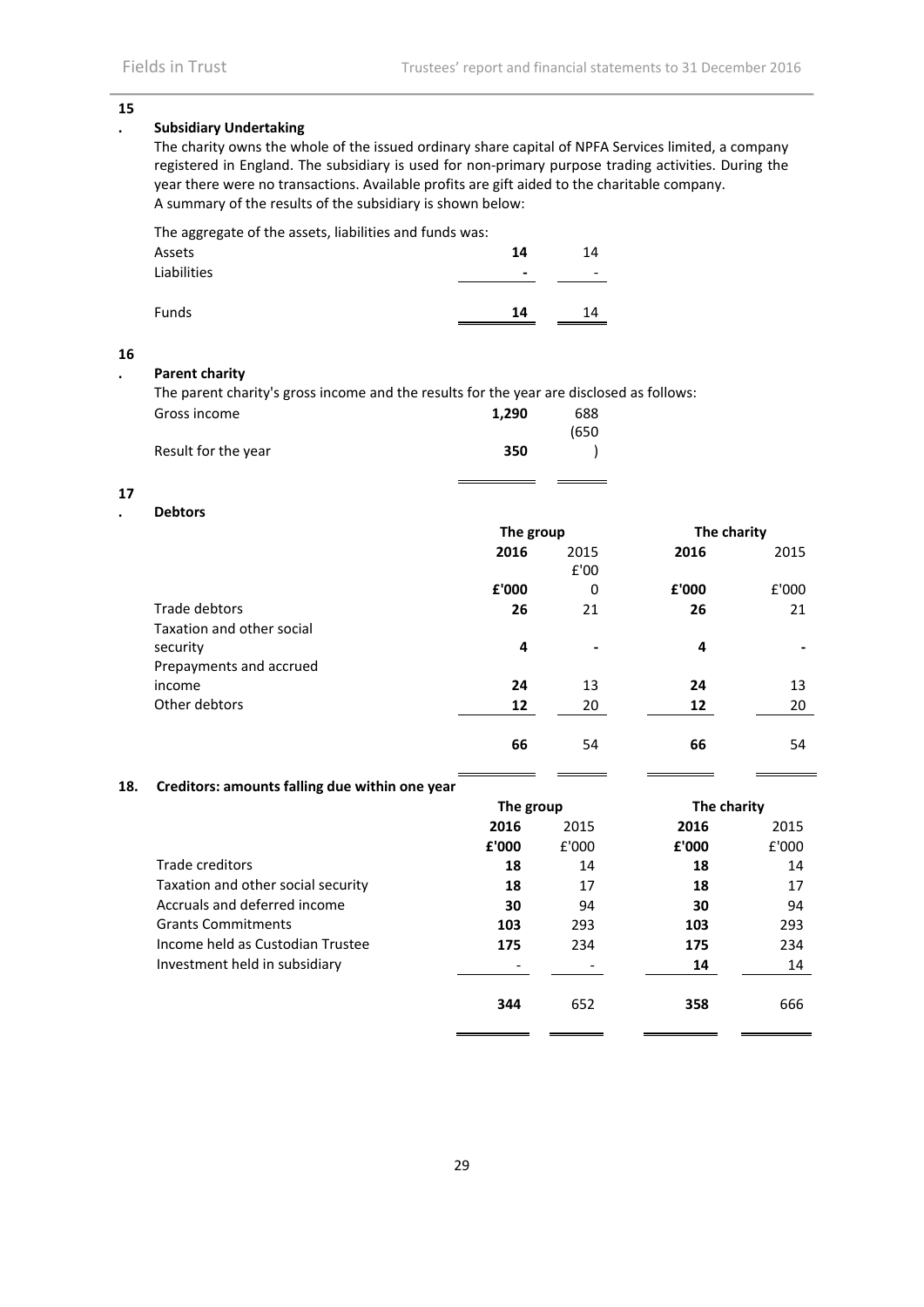## 15. Subsidiary Undertaking

The charity owns the whole of the issued ordinary share capital of NPFA Services limited, a company registered in England. The subsidiary is used for non-primary purpose trading activities. During the year there were no transactions. Available profits are gift aided to the charitable company.
A summary of the results of the subsidiary is shown below:

The aggregate of the assets, liabilities and funds was:

| | | |
|---|---|---|
| Assets | **14** | 14 |
| Liabilities | **-** | - |
| Funds | **14** | 14 |

## 16. Parent charity

The parent charity's gross income and the results for the year are disclosed as follows:

| | | |
|---|---|---|
| Gross income | **1,290** | 688 |
| Result for the year | **350** | (650) |

## 17. Debtors

| | The group | | The charity | |
|---|---|---|---|---|
| | **2016** | 2015 | **2016** | 2015 |
| | **£'000** | £'000 | **£'000** | £'000 |
| Trade debtors | **26** | 21 | **26** | 21 |
| Taxation and other social security | **4** | - | **4** | - |
| Prepayments and accrued income | **24** | 13 | **24** | 13 |
| Other debtors | **12** | 20 | **12** | 20 |
| | **66** | 54 | **66** | 54 |

## 18. Creditors: amounts falling due within one year

| | The group | | The charity | |
|---|---|---|---|---|
| | **2016** | 2015 | **2016** | 2015 |
| | **£'000** | £'000 | **£'000** | £'000 |
| Trade creditors | **18** | 14 | **18** | 14 |
| Taxation and other social security | **18** | 17 | **18** | 17 |
| Accruals and deferred income | **30** | 94 | **30** | 94 |
| Grants Commitments | **103** | 293 | **103** | 293 |
| Income held as Custodian Trustee | **175** | 234 | **175** | 234 |
| Investment held in subsidiary | - | - | **14** | 14 |
| | **344** | 652 | **358** | 666 |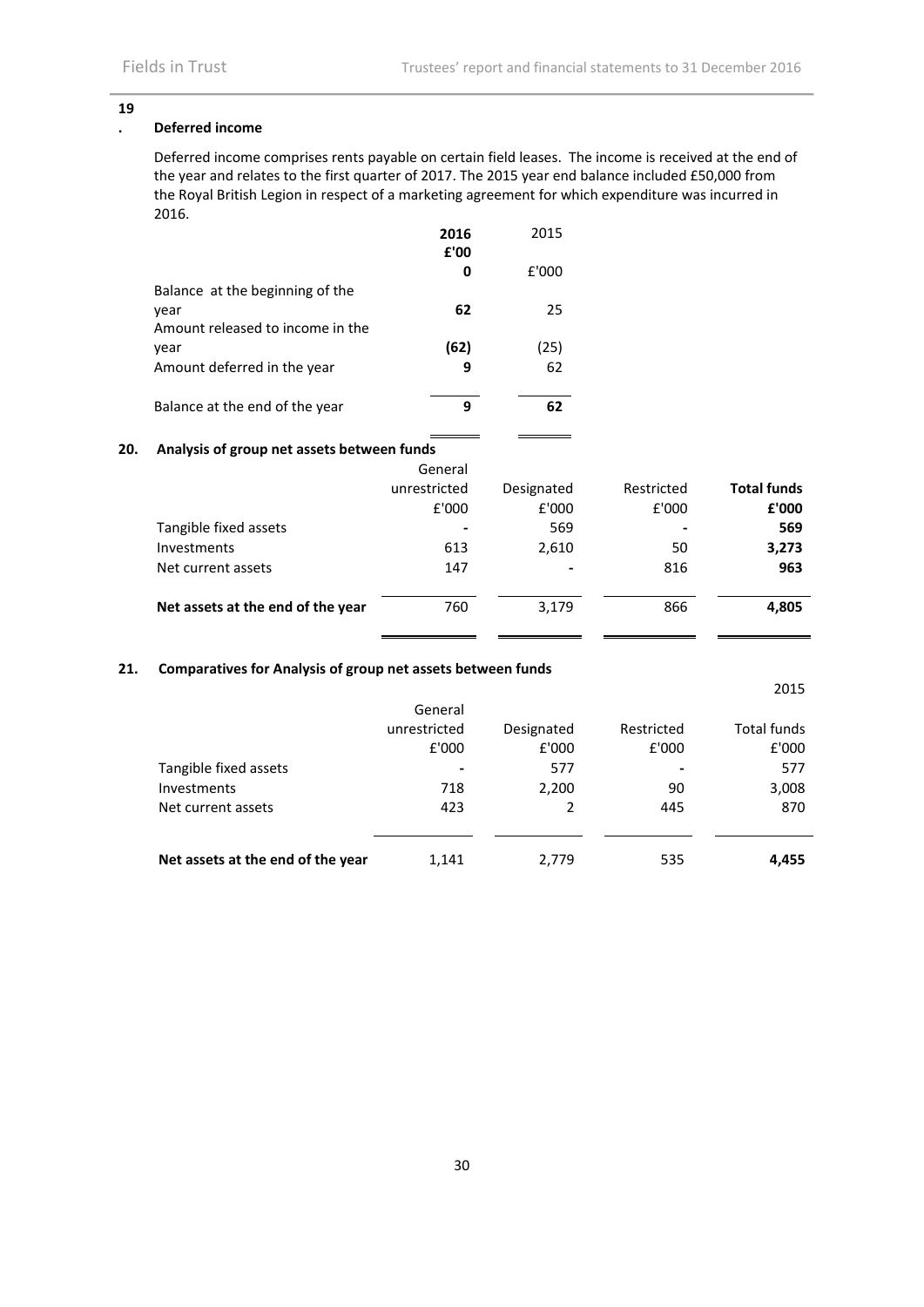## 19. Deferred income

Deferred income comprises rents payable on certain field leases. The income is received at the end of the year and relates to the first quarter of 2017. The 2015 year end balance included £50,000 from the Royal British Legion in respect of a marketing agreement for which expenditure was incurred in 2016.

| | **2016** | 2015 |
|---|---|---|
| | **£'000** | £'000 |
| Balance at the beginning of the year | **62** | 25 |
| Amount released to income in the year | **(62)** | (25) |
| Amount deferred in the year | **9** | 62 |
| Balance at the end of the year | **9** | **62** |

## 20. Analysis of group net assets between funds

| | General unrestricted | Designated | Restricted | **Total funds** |
|---|---|---|---|---|
| | £'000 | £'000 | £'000 | **£'000** |
| Tangible fixed assets | - | 569 | - | **569** |
| Investments | 613 | 2,610 | 50 | **3,273** |
| Net current assets | 147 | - | 816 | **963** |
| **Net assets at the end of the year** | 760 | 3,179 | 866 | **4,805** |

## 21. Comparatives for Analysis of group net assets between funds

| | | | | 2015 |
|---|---|---|---|---|
| | General unrestricted | Designated | Restricted | Total funds |
| | £'000 | £'000 | £'000 | £'000 |
| Tangible fixed assets | - | 577 | - | 577 |
| Investments | 718 | 2,200 | 90 | 3,008 |
| Net current assets | 423 | 2 | 445 | 870 |
| **Net assets at the end of the year** | 1,141 | 2,779 | 535 | **4,455** |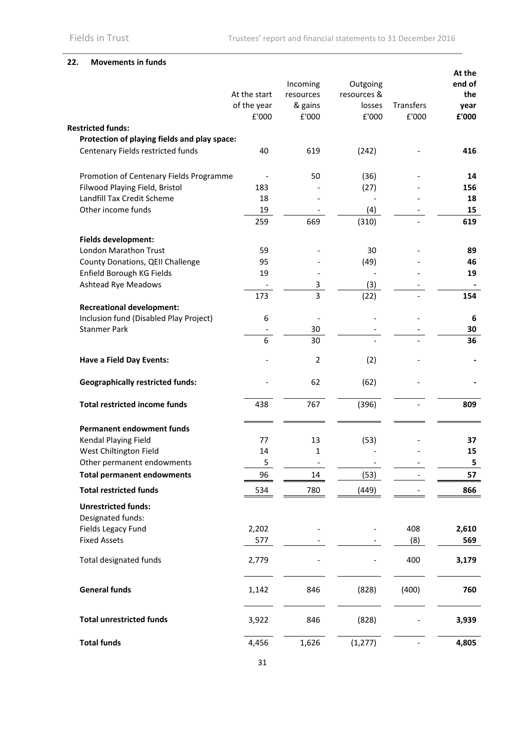## 22. Movements in funds

| | At the start of the year £'000 | Incoming resources & gains £'000 | Outgoing resources & losses £'000 | Transfers £'000 | **At the end of the year £'000** |
|---|---|---|---|---|---|
| **Restricted funds:** | | | | | |
| **Protection of playing fields and play space:** | | | | | |
| Centenary Fields restricted funds | 40 | 619 | (242) | - | **416** |
| Promotion of Centenary Fields Programme | - | 50 | (36) | - | **14** |
| Filwood Playing Field, Bristol | 183 | - | (27) | - | **156** |
| Landfill Tax Credit Scheme | 18 | - | - | - | **18** |
| Other income funds | 19 | - | (4) | - | **15** |
| | 259 | 669 | (310) | - | **619** |
| **Fields development:** | | | | | |
| London Marathon Trust | 59 | - | 30 | - | **89** |
| County Donations, QEII Challenge | 95 | - | (49) | - | **46** |
| Enfield Borough KG Fields | 19 | - | - | - | **19** |
| Ashtead Rye Meadows | - | 3 | (3) | - | **-** |
| | 173 | 3 | (22) | - | **154** |
| **Recreational development:** | | | | | |
| Inclusion fund (Disabled Play Project) | 6 | - | - | - | **6** |
| Stanmer Park | - | 30 | - | - | **30** |
| | 6 | 30 | - | - | **36** |
| **Have a Field Day Events:** | - | 2 | (2) | - | **-** |
| **Geographically restricted funds:** | - | 62 | (62) | - | **-** |
| **Total restricted income funds** | 438 | 767 | (396) | - | **809** |
| **Permanent endowment funds** | | | | | |
| Kendal Playing Field | 77 | 13 | (53) | - | **37** |
| West Chiltington Field | 14 | 1 | - | - | **15** |
| Other permanent endowments | 5 | - | - | - | **5** |
| **Total permanent endowments** | 96 | 14 | (53) | - | **57** |
| **Total restricted funds** | 534 | 780 | (449) | - | **866** |
| **Unrestricted funds:** | | | | | |
| Designated funds: | | | | | |
| Fields Legacy Fund | 2,202 | - | - | 408 | **2,610** |
| Fixed Assets | 577 | - | - | (8) | **569** |
| Total designated funds | 2,779 | - | - | 400 | **3,179** |
| **General funds** | 1,142 | 846 | (828) | (400) | **760** |
| **Total unrestricted funds** | 3,922 | 846 | (828) | - | **3,939** |
| **Total funds** | 4,456 | 1,626 | (1,277) | - | **4,805** |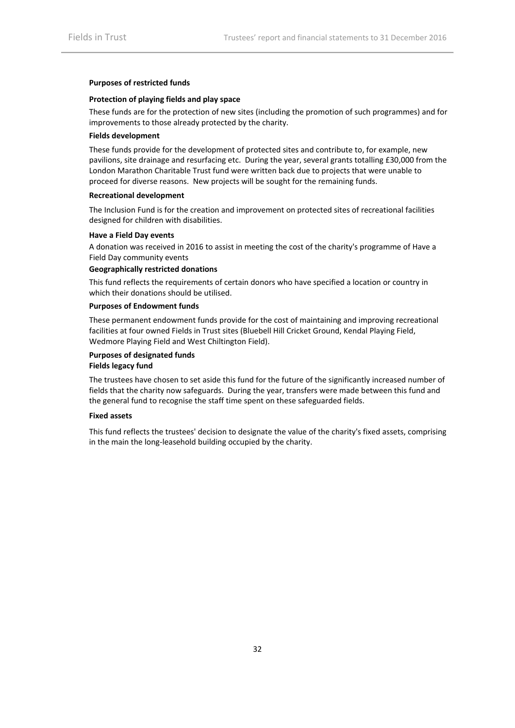**Purposes of restricted funds**

**Protection of playing fields and play space**

These funds are for the protection of new sites (including the promotion of such programmes) and for improvements to those already protected by the charity.

**Fields development**

These funds provide for the development of protected sites and contribute to, for example, new pavilions, site drainage and resurfacing etc. During the year, several grants totalling £30,000 from the London Marathon Charitable Trust fund were written back due to projects that were unable to proceed for diverse reasons. New projects will be sought for the remaining funds.

**Recreational development**

The Inclusion Fund is for the creation and improvement on protected sites of recreational facilities designed for children with disabilities.

**Have a Field Day events**

A donation was received in 2016 to assist in meeting the cost of the charity's programme of Have a Field Day community events

**Geographically restricted donations**

This fund reflects the requirements of certain donors who have specified a location or country in which their donations should be utilised.

**Purposes of Endowment funds**

These permanent endowment funds provide for the cost of maintaining and improving recreational facilities at four owned Fields in Trust sites (Bluebell Hill Cricket Ground, Kendal Playing Field, Wedmore Playing Field and West Chiltington Field).

**Purposes of designated funds**

**Fields legacy fund**

The trustees have chosen to set aside this fund for the future of the significantly increased number of fields that the charity now safeguards. During the year, transfers were made between this fund and the general fund to recognise the staff time spent on these safeguarded fields.

**Fixed assets**

This fund reflects the trustees' decision to designate the value of the charity's fixed assets, comprising in the main the long-leasehold building occupied by the charity.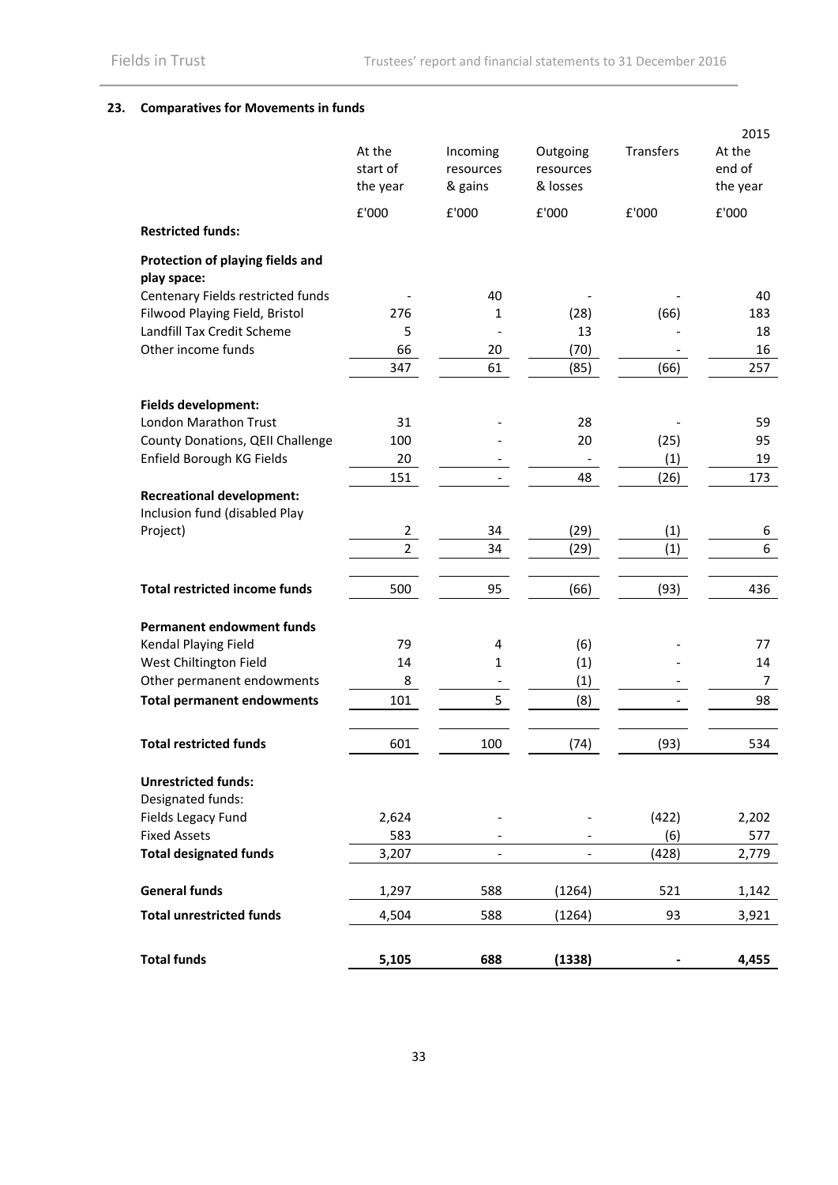## 23. Comparatives for Movements in funds

| | At the start of the year | Incoming resources & gains | Outgoing resources & losses | Transfers | 2015 At the end of the year |
|---|---|---|---|---|---|
| | £'000 | £'000 | £'000 | £'000 | £'000 |
| **Restricted funds:** | | | | | |
| **Protection of playing fields and play space:** | | | | | |
| Centenary Fields restricted funds | - | 40 | - | - | 40 |
| Filwood Playing Field, Bristol | 276 | 1 | (28) | (66) | 183 |
| Landfill Tax Credit Scheme | 5 | - | 13 | - | 18 |
| Other income funds | 66 | 20 | (70) | - | 16 |
| | 347 | 61 | (85) | (66) | 257 |
| **Fields development:** | | | | | |
| London Marathon Trust | 31 | - | 28 | - | 59 |
| County Donations, QEII Challenge | 100 | - | 20 | (25) | 95 |
| Enfield Borough KG Fields | 20 | - | - | (1) | 19 |
| | 151 | - | 48 | (26) | 173 |
| **Recreational development:** | | | | | |
| Inclusion fund (disabled Play Project) | 2 | 34 | (29) | (1) | 6 |
| | 2 | 34 | (29) | (1) | 6 |
| **Total restricted income funds** | 500 | 95 | (66) | (93) | 436 |
| **Permanent endowment funds** | | | | | |
| Kendal Playing Field | 79 | 4 | (6) | - | 77 |
| West Chiltington Field | 14 | 1 | (1) | - | 14 |
| Other permanent endowments | 8 | - | (1) | - | 7 |
| **Total permanent endowments** | 101 | 5 | (8) | - | 98 |
| **Total restricted funds** | 601 | 100 | (74) | (93) | 534 |
| **Unrestricted funds:** | | | | | |
| Designated funds: | | | | | |
| Fields Legacy Fund | 2,624 | - | - | (422) | 2,202 |
| Fixed Assets | 583 | - | - | (6) | 577 |
| **Total designated funds** | 3,207 | - | - | (428) | 2,779 |
| **General funds** | 1,297 | 588 | (1264) | 521 | 1,142 |
| **Total unrestricted funds** | 4,504 | 588 | (1264) | 93 | 3,921 |
| **Total funds** | **5,105** | **688** | **(1338)** | **-** | **4,455** |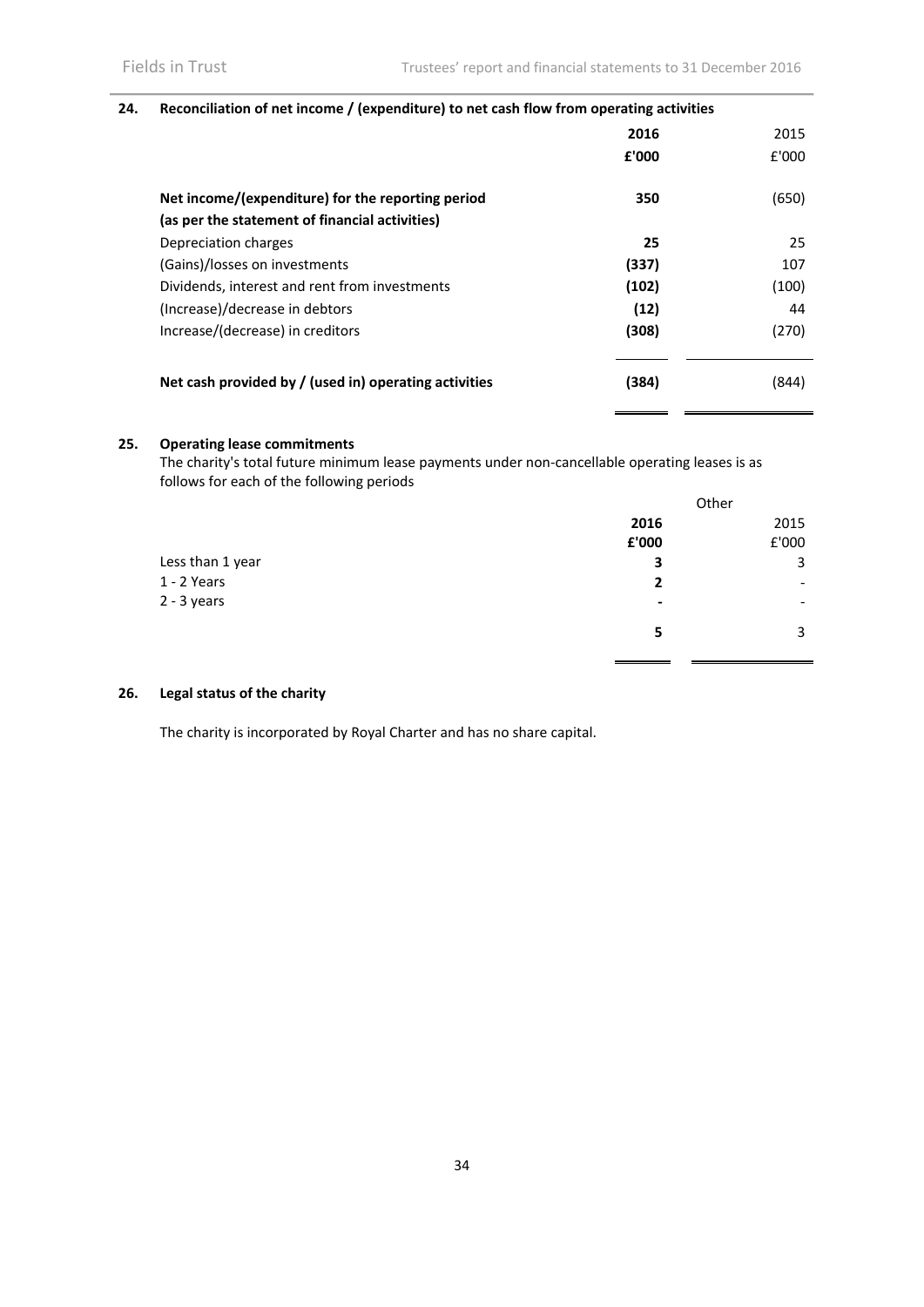## 24. Reconciliation of net income / (expenditure) to net cash flow from operating activities

| | 2016 | 2015 |
|---|---|---|
| | £'000 | £'000 |
| **Net income/(expenditure) for the reporting period (as per the statement of financial activities)** | **350** | (650) |
| Depreciation charges | **25** | 25 |
| (Gains)/losses on investments | **(337)** | 107 |
| Dividends, interest and rent from investments | **(102)** | (100) |
| (Increase)/decrease in debtors | **(12)** | 44 |
| Increase/(decrease) in creditors | **(308)** | (270) |
| **Net cash provided by / (used in) operating activities** | **(384)** | (844) |

## 25. Operating lease commitments

The charity's total future minimum lease payments under non-cancellable operating leases is as follows for each of the following periods

| | Other | |
|---|---|---|
| | 2016 | 2015 |
| | £'000 | £'000 |
| Less than 1 year | **3** | 3 |
| 1 - 2 Years | **2** | - |
| 2 - 3 years | **-** | - |
| | **5** | 3 |

## 26. Legal status of the charity

The charity is incorporated by Royal Charter and has no share capital.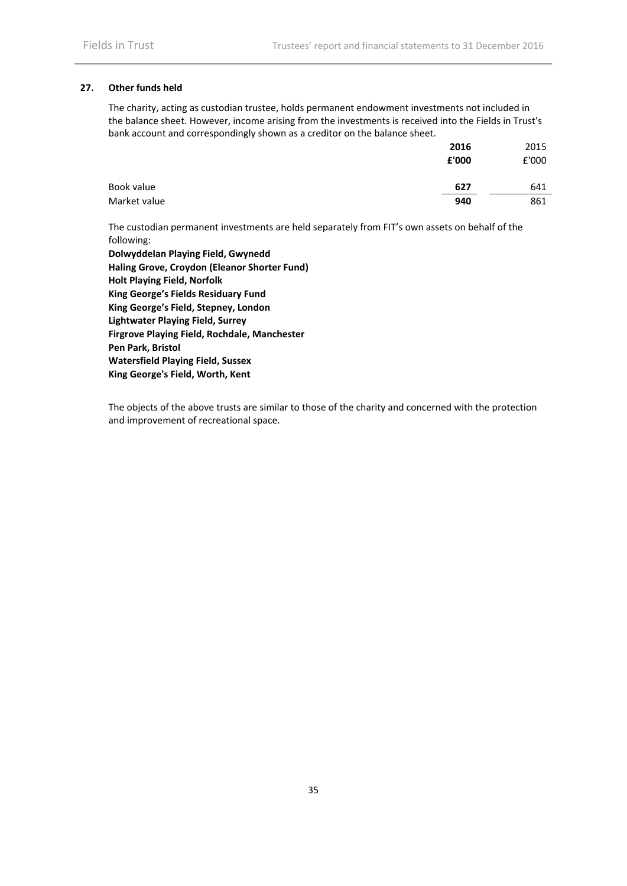## 27. Other funds held

The charity, acting as custodian trustee, holds permanent endowment investments not included in the balance sheet. However, income arising from the investments is received into the Fields in Trust's bank account and correspondingly shown as a creditor on the balance sheet.

| | **2016** | 2015 |
|---|---|---|
| | **£'000** | £'000 |
| Book value | **627** | 641 |
| Market value | **940** | 861 |

The custodian permanent investments are held separately from FIT's own assets on behalf of the following:

**Dolwyddelan Playing Field, Gwynedd**
**Haling Grove, Croydon (Eleanor Shorter Fund)**
**Holt Playing Field, Norfolk**
**King George's Fields Residuary Fund**
**King George's Field, Stepney, London**
**Lightwater Playing Field, Surrey**
**Firgrove Playing Field, Rochdale, Manchester**
**Pen Park, Bristol**
**Watersfield Playing Field, Sussex**
**King George's Field, Worth, Kent**

The objects of the above trusts are similar to those of the charity and concerned with the protection and improvement of recreational space.